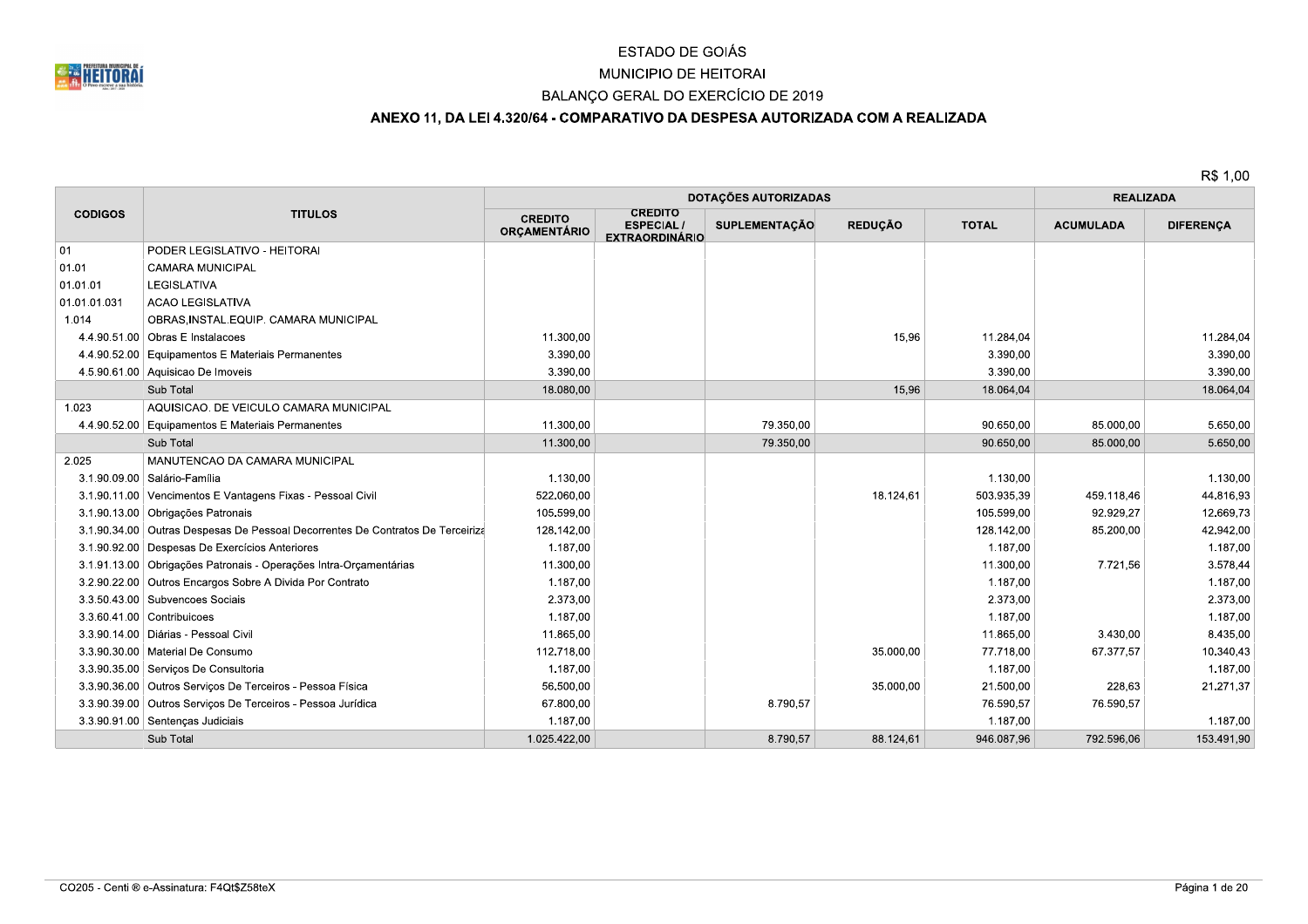# ESTADO DE GOIÁS

## MUNICIPIO DE HEITORAI

## BALANÇO GERAL DO EXERCÍCIO DE 2019

### ANEXO 11, DA LEI 4.320/64 - COMPARATIVO DA DESPESA AUTORIZADA COM A REALIZADA

R$ 1,00

| CODIGOS | TITULOS | DOTAÇÕES AUTORIZADAS | | | | | REALIZADA | |
|---|---|---|---|---|---|---|---|---|
| | | CREDITO ORÇAMENTÁRIO | CREDITO ESPECIAL / EXTRAORDINÁRIO | SUPLEMENTAÇÃO | REDUÇÃO | TOTAL | ACUMULADA | DIFERENÇA |
| 01 | PODER LEGISLATIVO - HEITORAI | | | | | | | |
| 01.01 | CAMARA MUNICIPAL | | | | | | | |
| 01.01.01 | LEGISLATIVA | | | | | | | |
| 01.01.01.031 | ACAO LEGISLATIVA | | | | | | | |
| 1.014 | OBRAS,INSTAL.EQUIP. CAMARA MUNICIPAL | | | | | | | |
| 4.4.90.51.00 | Obras E Instalacoes | 11.300,00 | | | 15,96 | 11.284,04 | | 11.284,04 |
| 4.4.90.52.00 | Equipamentos E Materiais Permanentes | 3.390,00 | | | | 3.390,00 | | 3.390,00 |
| 4.5.90.61.00 | Aquisicao De Imoveis | 3.390,00 | | | | 3.390,00 | | 3.390,00 |
| | Sub Total | 18.080,00 | | | 15,96 | 18.064,04 | | 18.064,04 |
| 1.023 | AQUISICAO. DE VEICULO CAMARA MUNICIPAL | | | | | | | |
| 4.4.90.52.00 | Equipamentos E Materiais Permanentes | 11.300,00 | | 79.350,00 | | 90.650,00 | 85.000,00 | 5.650,00 |
| | Sub Total | 11.300,00 | | 79.350,00 | | 90.650,00 | 85.000,00 | 5.650,00 |
| 2.025 | MANUTENCAO DA CAMARA MUNICIPAL | | | | | | | |
| 3.1.90.09.00 | Salário-Família | 1.130,00 | | | | 1.130,00 | | 1.130,00 |
| 3.1.90.11.00 | Vencimentos E Vantagens Fixas - Pessoal Civil | 522.060,00 | | | 18.124,61 | 503.935,39 | 459.118,46 | 44.816,93 |
| 3.1.90.13.00 | Obrigações Patronais | 105.599,00 | | | | 105.599,00 | 92.929,27 | 12.669,73 |
| 3.1.90.34.00 | Outras Despesas De Pessoal Decorrentes De Contratos De Terceiriza | 128.142,00 | | | | 128.142,00 | 85.200,00 | 42.942,00 |
| 3.1.90.92.00 | Despesas De Exercícios Anteriores | 1.187,00 | | | | 1.187,00 | | 1.187,00 |
| 3.1.91.13.00 | Obrigações Patronais - Operações Intra-Orçamentárias | 11.300,00 | | | | 11.300,00 | 7.721,56 | 3.578,44 |
| 3.2.90.22.00 | Outros Encargos Sobre A Divida Por Contrato | 1.187,00 | | | | 1.187,00 | | 1.187,00 |
| 3.3.50.43.00 | Subvencoes Sociais | 2.373,00 | | | | 2.373,00 | | 2.373,00 |
| 3.3.60.41.00 | Contribuicoes | 1.187,00 | | | | 1.187,00 | | 1.187,00 |
| 3.3.90.14.00 | Diárias - Pessoal Civil | 11.865,00 | | | | 11.865,00 | 3.430,00 | 8.435,00 |
| 3.3.90.30.00 | Material De Consumo | 112.718,00 | | | 35.000,00 | 77.718,00 | 67.377,57 | 10.340,43 |
| 3.3.90.35.00 | Serviços De Consultoria | 1.187,00 | | | | 1.187,00 | | 1.187,00 |
| 3.3.90.36.00 | Outros Serviços De Terceiros - Pessoa Física | 56.500,00 | | | 35.000,00 | 21.500,00 | 228,63 | 21.271,37 |
| 3.3.90.39.00 | Outros Serviços De Terceiros - Pessoa Jurídica | 67.800,00 | | 8.790,57 | | 76.590,57 | 76.590,57 | |
| 3.3.90.91.00 | Sentenças Judiciais | 1.187,00 | | | | 1.187,00 | | 1.187,00 |
| | Sub Total | 1.025.422,00 | | 8.790,57 | 88.124,61 | 946.087,96 | 792.596,06 | 153.491,90 |

CO205 - Centi ® e-Assinatura: F4Qt$Z58teX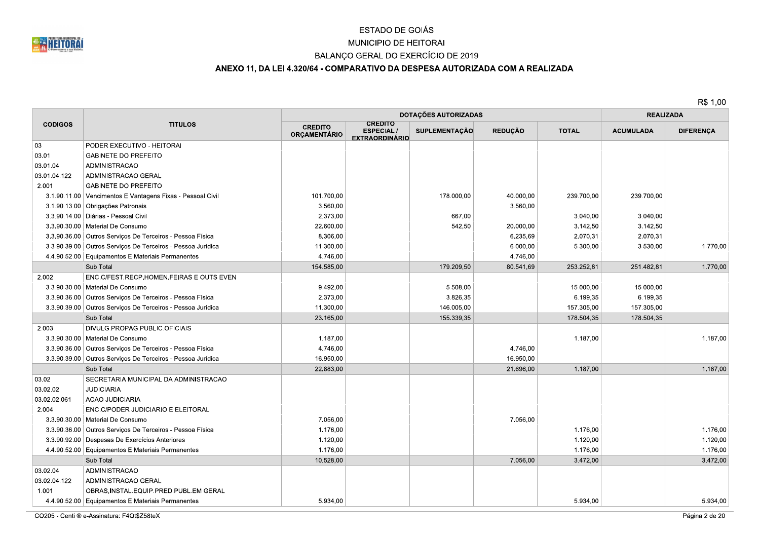ESTADO DE GOIÁS

MUNICIPIO DE HEITORAI

BALANÇO GERAL DO EXERCÍCIO DE 2019

## ANEXO 11, DA LEI 4.320/64 - COMPARATIVO DA DESPESA AUTORIZADA COM A REALIZADA

R$ 1,00

| CODIGOS | TITULOS | DOTAÇÕES AUTORIZADAS | | | | | REALIZADA | |
|---|---|---|---|---|---|---|---|---|
| | | CREDITO ORÇAMENTÁRIO | CREDITO ESPECIAL / EXTRAORDINÁRIO | SUPLEMENTAÇÃO | REDUÇÃO | TOTAL | ACUMULADA | DIFERENÇA |
| 03 | PODER EXECUTIVO - HEITORAI | | | | | | | |
| 03.01 | GABINETE DO PREFEITO | | | | | | | |
| 03.01.04 | ADMINISTRACAO | | | | | | | |
| 03.01.04.122 | ADMINISTRACAO GERAL | | | | | | | |
| 2.001 | GABINETE DO PREFEITO | | | | | | | |
| 3.1.90.11.00 | Vencimentos E Vantagens Fixas - Pessoal Civil | 101.700,00 | | 178.000,00 | 40.000,00 | 239.700,00 | 239.700,00 | |
| 3.1.90.13.00 | Obrigações Patronais | 3.560,00 | | | 3.560,00 | | | |
| 3.3.90.14.00 | Diárias - Pessoal Civil | 2.373,00 | | 667,00 | | 3.040,00 | 3.040,00 | |
| 3.3.90.30.00 | Material De Consumo | 22.600,00 | | 542,50 | 20.000,00 | 3.142,50 | 3.142,50 | |
| 3.3.90.36.00 | Outros Serviços De Terceiros - Pessoa Física | 8.306,00 | | | 6.235,69 | 2.070,31 | 2.070,31 | |
| 3.3.90.39.00 | Outros Serviços De Terceiros - Pessoa Jurídica | 11.300,00 | | | 6.000,00 | 5.300,00 | 3.530,00 | 1.770,00 |
| 4.4.90.52.00 | Equipamentos E Materiais Permanentes | 4.746,00 | | | 4.746,00 | | | |
| | Sub Total | 154.585,00 | | 179.209,50 | 80.541,69 | 253.252,81 | 251.482,81 | 1.770,00 |
| 2.002 | ENC.C/FEST.RECP.HOMEN.FEIRAS E OUTS EVEN | | | | | | | |
| 3.3.90.30.00 | Material De Consumo | 9.492,00 | | 5.508,00 | | 15.000,00 | 15.000,00 | |
| 3.3.90.36.00 | Outros Serviços De Terceiros - Pessoa Física | 2.373,00 | | 3.826,35 | | 6.199,35 | 6.199,35 | |
| 3.3.90.39.00 | Outros Serviços De Terceiros - Pessoa Jurídica | 11.300,00 | | 146.005,00 | | 157.305,00 | 157.305,00 | |
| | Sub Total | 23.165,00 | | 155.339,35 | | 178.504,35 | 178.504,35 | |
| 2.003 | DIVULG.PROPAG.PUBLIC.OFICIAIS | | | | | | | |
| 3.3.90.30.00 | Material De Consumo | 1.187,00 | | | | 1.187,00 | | 1.187,00 |
| 3.3.90.36.00 | Outros Serviços De Terceiros - Pessoa Física | 4.746,00 | | | 4.746,00 | | | |
| 3.3.90.39.00 | Outros Serviços De Terceiros - Pessoa Jurídica | 16.950,00 | | | 16.950,00 | | | |
| | Sub Total | 22.883,00 | | | 21.696,00 | 1.187,00 | | 1.187,00 |
| 03.02 | SECRETARIA MUNICIPAL DA ADMINISTRACAO | | | | | | | |
| 03.02.02 | JUDICIARIA | | | | | | | |
| 03.02.02.061 | ACAO JUDICIARIA | | | | | | | |
| 2.004 | ENC.C/PODER JUDICIARIO E ELEITORAL | | | | | | | |
| 3.3.90.30.00 | Material De Consumo | 7.056,00 | | | 7.056,00 | | | |
| 3.3.90.36.00 | Outros Serviços De Terceiros - Pessoa Física | 1.176,00 | | | | 1.176,00 | | 1.176,00 |
| 3.3.90.92.00 | Despesas De Exercícios Anteriores | 1.120,00 | | | | 1.120,00 | | 1.120,00 |
| 4.4.90.52.00 | Equipamentos E Materiais Permanentes | 1.176,00 | | | | 1.176,00 | | 1.176,00 |
| | Sub Total | 10.528,00 | | | 7.056,00 | 3.472,00 | | 3.472,00 |
| 03.02.04 | ADMINISTRACAO | | | | | | | |
| 03.02.04.122 | ADMINISTRACAO GERAL | | | | | | | |
| 1.001 | OBRAS,INSTAL.EQUIP.PRED.PUBL.EM GERAL | | | | | | | |
| 4.4.90.52.00 | Equipamentos E Materiais Permanentes | 5.934,00 | | | | 5.934,00 | | 5.934,00 |

CO205 - Centi ® e-Assinatura: F4Qt$Z58teX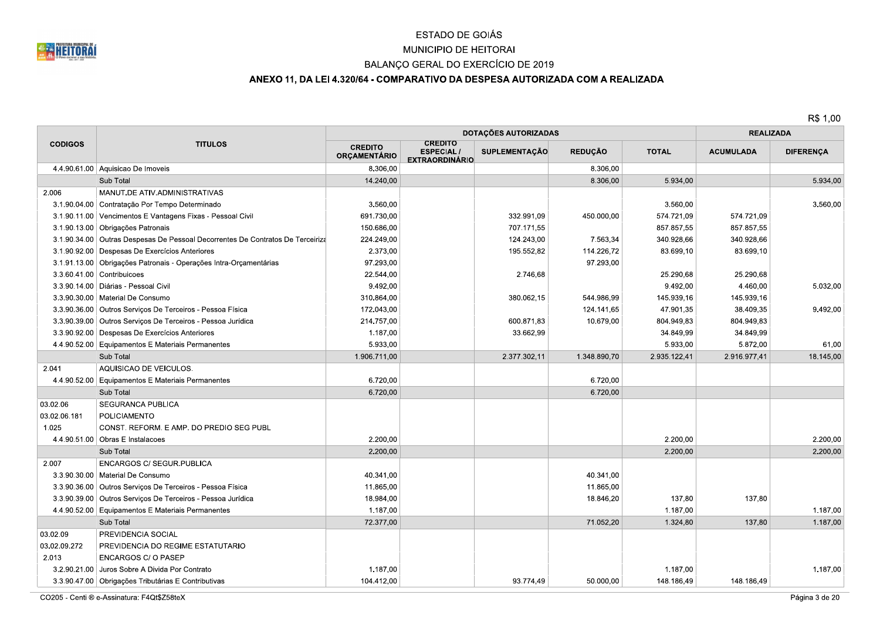# ESTADO DE GOIÁS

## MUNICIPIO DE HEITORAI

## BALANÇO GERAL DO EXERCÍCIO DE 2019

### ANEXO 11, DA LEI 4.320/64 - COMPARATIVO DA DESPESA AUTORIZADA COM A REALIZADA

R$ 1,00

| CODIGOS | TITULOS | DOTAÇÕES AUTORIZADAS | | | | | REALIZADA | |
|---|---|---|---|---|---|---|---|---|
| | | CREDITO ORÇAMENTÁRIO | CREDITO ESPECIAL / EXTRAORDINÁRIO | SUPLEMENTAÇÃO | REDUÇÃO | TOTAL | ACUMULADA | DIFERENÇA |
| 4.4.90.61.00 | Aquisicao De Imoveis | 8.306,00 | | | 8.306,00 | | | |
| | Sub Total | 14.240,00 | | | 8.306,00 | 5.934,00 | | 5.934,00 |
| 2.006 | MANUT.DE ATIV.ADMINISTRATIVAS | | | | | | | |
| 3.1.90.04.00 | Contratação Por Tempo Determinado | 3.560,00 | | | | 3.560,00 | | 3.560,00 |
| 3.1.90.11.00 | Vencimentos E Vantagens Fixas - Pessoal Civil | 691.730,00 | | 332.991,09 | 450.000,00 | 574.721,09 | 574.721,09 | |
| 3.1.90.13.00 | Obrigações Patronais | 150.686,00 | | 707.171,55 | | 857.857,55 | 857.857,55 | |
| 3.1.90.34.00 | Outras Despesas De Pessoal Decorrentes De Contratos De Terceiriza | 224.249,00 | | 124.243,00 | 7.563,34 | 340.928,66 | 340.928,66 | |
| 3.1.90.92.00 | Despesas De Exercícios Anteriores | 2.373,00 | | 195.552,82 | 114.226,72 | 83.699,10 | 83.699,10 | |
| 3.1.91.13.00 | Obrigações Patronais - Operações Intra-Orçamentárias | 97.293,00 | | | 97.293,00 | | | |
| 3.3.60.41.00 | Contribuicoes | 22.544,00 | | 2.746,68 | | 25.290,68 | 25.290,68 | |
| 3.3.90.14.00 | Diárias - Pessoal Civil | 9.492,00 | | | | 9.492,00 | 4.460,00 | 5.032,00 |
| 3.3.90.30.00 | Material De Consumo | 310.864,00 | | 380.062,15 | 544.986,99 | 145.939,16 | 145.939,16 | |
| 3.3.90.36.00 | Outros Serviços De Terceiros - Pessoa Física | 172.043,00 | | | 124.141,65 | 47.901,35 | 38.409,35 | 9.492,00 |
| 3.3.90.39.00 | Outros Serviços De Terceiros - Pessoa Jurídica | 214.757,00 | | 600.871,83 | 10.679,00 | 804.949,83 | 804.949,83 | |
| 3.3.90.92.00 | Despesas De Exercícios Anteriores | 1.187,00 | | 33.662,99 | | 34.849,99 | 34.849,99 | |
| 4.4.90.52.00 | Equipamentos E Materiais Permanentes | 5.933,00 | | | | 5.933,00 | 5.872,00 | 61,00 |
| | Sub Total | 1.906.711,00 | | 2.377.302,11 | 1.348.890,70 | 2.935.122,41 | 2.916.977,41 | 18.145,00 |
| 2.041 | AQUISICAO DE VEICULOS. | | | | | | | |
| 4.4.90.52.00 | Equipamentos E Materiais Permanentes | 6.720,00 | | | 6.720,00 | | | |
| | Sub Total | 6.720,00 | | | 6.720,00 | | | |
| 03.02.06 | SEGURANCA PUBLICA | | | | | | | |
| 03.02.06.181 | POLICIAMENTO | | | | | | | |
| 1.025 | CONST. REFORM. E AMP. DO PREDIO SEG PUBL | | | | | | | |
| 4.4.90.51.00 | Obras E Instalacoes | 2.200,00 | | | | 2.200,00 | | 2.200,00 |
| | Sub Total | 2.200,00 | | | | 2.200,00 | | 2.200,00 |
| 2.007 | ENCARGOS C/ SEGUR.PUBLICA | | | | | | | |
| 3.3.90.30.00 | Material De Consumo | 40.341,00 | | | 40.341,00 | | | |
| 3.3.90.36.00 | Outros Serviços De Terceiros - Pessoa Física | 11.865,00 | | | 11.865,00 | | | |
| 3.3.90.39.00 | Outros Serviços De Terceiros - Pessoa Jurídica | 18.984,00 | | | 18.846,20 | 137,80 | 137,80 | |
| 4.4.90.52.00 | Equipamentos E Materiais Permanentes | 1.187,00 | | | | 1.187,00 | | 1.187,00 |
| | Sub Total | 72.377,00 | | | 71.052,20 | 1.324,80 | 137,80 | 1.187,00 |
| 03.02.09 | PREVIDENCIA SOCIAL | | | | | | | |
| 03.02.09.272 | PREVIDENCIA DO REGIME ESTATUTARIO | | | | | | | |
| 2.013 | ENCARGOS C/ O PASEP | | | | | | | |
| 3.2.90.21.00 | Juros Sobre A Divida Por Contrato | 1.187,00 | | | | 1.187,00 | | 1.187,00 |
| 3.3.90.47.00 | Obrigações Tributárias E Contributivas | 104.412,00 | | 93.774,49 | 50.000,00 | 148.186,49 | 148.186,49 | |

CO205 - Centi ® e-Assinatura: F4Qt$Z58teX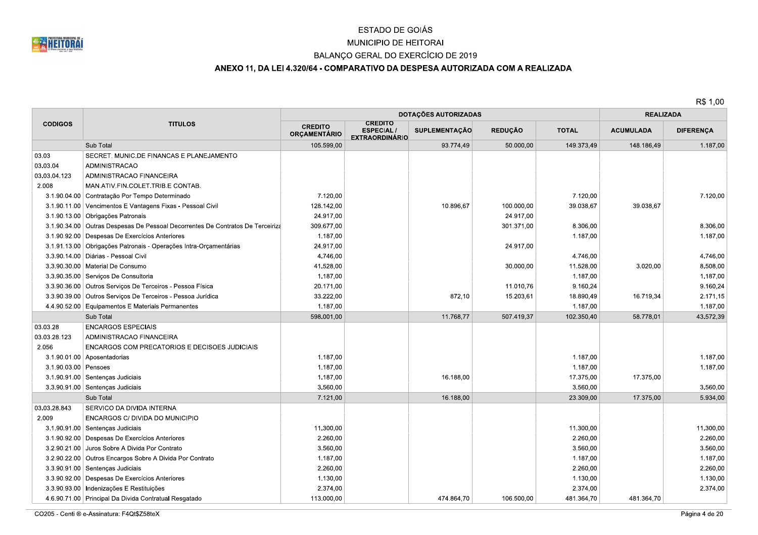ESTADO DE GOIÁS

MUNICIPIO DE HEITORAI

BALANÇO GERAL DO EXERCÍCIO DE 2019

## ANEXO 11, DA LEI 4.320/64 - COMPARATIVO DA DESPESA AUTORIZADA COM A REALIZADA

R$ 1,00

| CODIGOS | TITULOS | DOTAÇÕES AUTORIZADAS | | | | | REALIZADA | |
|---|---|---|---|---|---|---|---|---|
| | | CREDITO ORÇAMENTÁRIO | CREDITO ESPECIAL / EXTRAORDINÁRIO | SUPLEMENTAÇÃO | REDUÇÃO | TOTAL | ACUMULADA | DIFERENÇA |
| | Sub Total | 105.599,00 | | 93.774,49 | 50.000,00 | 149.373,49 | 148.186,49 | 1.187,00 |
| 03.03 | SECRET. MUNIC.DE FINANCAS E PLANEJAMENTO | | | | | | | |
| 03.03.04 | ADMINISTRACAO | | | | | | | |
| 03.03.04.123 | ADMINISTRACAO FINANCEIRA | | | | | | | |
| 2.008 | MAN.ATIV.FIN.COLET.TRIB.E CONTAB. | | | | | | | |
| 3.1.90.04.00 | Contratação Por Tempo Determinado | 7.120,00 | | | | 7.120,00 | | 7.120,00 |
| 3.1.90.11.00 | Vencimentos E Vantagens Fixas - Pessoal Civil | 128.142,00 | | 10.896,67 | 100.000,00 | 39.038,67 | 39.038,67 | |
| 3.1.90.13.00 | Obrigações Patronais | 24.917,00 | | | 24.917,00 | | | |
| 3.1.90.34.00 | Outras Despesas De Pessoal Decorrentes De Contratos De Terceiriza | 309.677,00 | | | 301.371,00 | 8.306,00 | | 8.306,00 |
| 3.1.90.92.00 | Despesas De Exercícios Anteriores | 1.187,00 | | | | 1.187,00 | | 1.187,00 |
| 3.1.91.13.00 | Obrigações Patronais - Operações Intra-Orçamentárias | 24.917,00 | | | 24.917,00 | | | |
| 3.3.90.14.00 | Diárias - Pessoal Civil | 4.746,00 | | | | 4.746,00 | | 4.746,00 |
| 3.3.90.30.00 | Material De Consumo | 41.528,00 | | | 30.000,00 | 11.528,00 | 3.020,00 | 8.508,00 |
| 3.3.90.35.00 | Serviços De Consultoria | 1.187,00 | | | | 1.187,00 | | 1.187,00 |
| 3.3.90.36.00 | Outros Serviços De Terceiros - Pessoa Física | 20.171,00 | | | 11.010,76 | 9.160,24 | | 9.160,24 |
| 3.3.90.39.00 | Outros Serviços De Terceiros - Pessoa Jurídica | 33.222,00 | | 872,10 | 15.203,61 | 18.890,49 | 16.719,34 | 2.171,15 |
| 4.4.90.52.00 | Equipamentos E Materiais Permanentes | 1.187,00 | | | | 1.187,00 | | 1.187,00 |
| | Sub Total | 598.001,00 | | 11.768,77 | 507.419,37 | 102.350,40 | 58.778,01 | 43.572,39 |
| 03.03.28 | ENCARGOS ESPECIAIS | | | | | | | |
| 03.03.28.123 | ADMINISTRACAO FINANCEIRA | | | | | | | |
| 2.056 | ENCARGOS COM PRECATORIOS E DECISOES JUDICIAIS | | | | | | | |
| 3.1.90.01.00 | Aposentadorias | 1.187,00 | | | | 1.187,00 | | 1.187,00 |
| 3.1.90.03.00 | Pensoes | 1.187,00 | | | | 1.187,00 | | 1.187,00 |
| 3.1.90.91.00 | Sentenças Judiciais | 1.187,00 | | 16.188,00 | | 17.375,00 | 17.375,00 | |
| 3.3.90.91.00 | Sentenças Judiciais | 3.560,00 | | | | 3.560,00 | | 3.560,00 |
| | Sub Total | 7.121,00 | | 16.188,00 | | 23.309,00 | 17.375,00 | 5.934,00 |
| 03.03.28.843 | SERVICO DA DIVIDA INTERNA | | | | | | | |
| 2.009 | ENCARGOS C/ DIVIDA DO MUNICIPIO | | | | | | | |
| 3.1.90.91.00 | Sentenças Judiciais | 11.300,00 | | | | 11.300,00 | | 11.300,00 |
| 3.1.90.92.00 | Despesas De Exercícios Anteriores | 2.260,00 | | | | 2.260,00 | | 2.260,00 |
| 3.2.90.21.00 | Juros Sobre A Divida Por Contrato | 3.560,00 | | | | 3.560,00 | | 3.560,00 |
| 3.2.90.22.00 | Outros Encargos Sobre A Divida Por Contrato | 1.187,00 | | | | 1.187,00 | | 1.187,00 |
| 3.3.90.91.00 | Sentenças Judiciais | 2.260,00 | | | | 2.260,00 | | 2.260,00 |
| 3.3.90.92.00 | Despesas De Exercícios Anteriores | 1.130,00 | | | | 1.130,00 | | 1.130,00 |
| 3.3.90.93.00 | Indenizações E Restituições | 2.374,00 | | | | 2.374,00 | | 2.374,00 |
| 4.6.90.71.00 | Principal Da Divida Contratual Resgatado | 113.000,00 | | 474.864,70 | 106.500,00 | 481.364,70 | 481.364,70 | |

CO205 - Centi ® e-Assinatura: F4Qt$Z58teX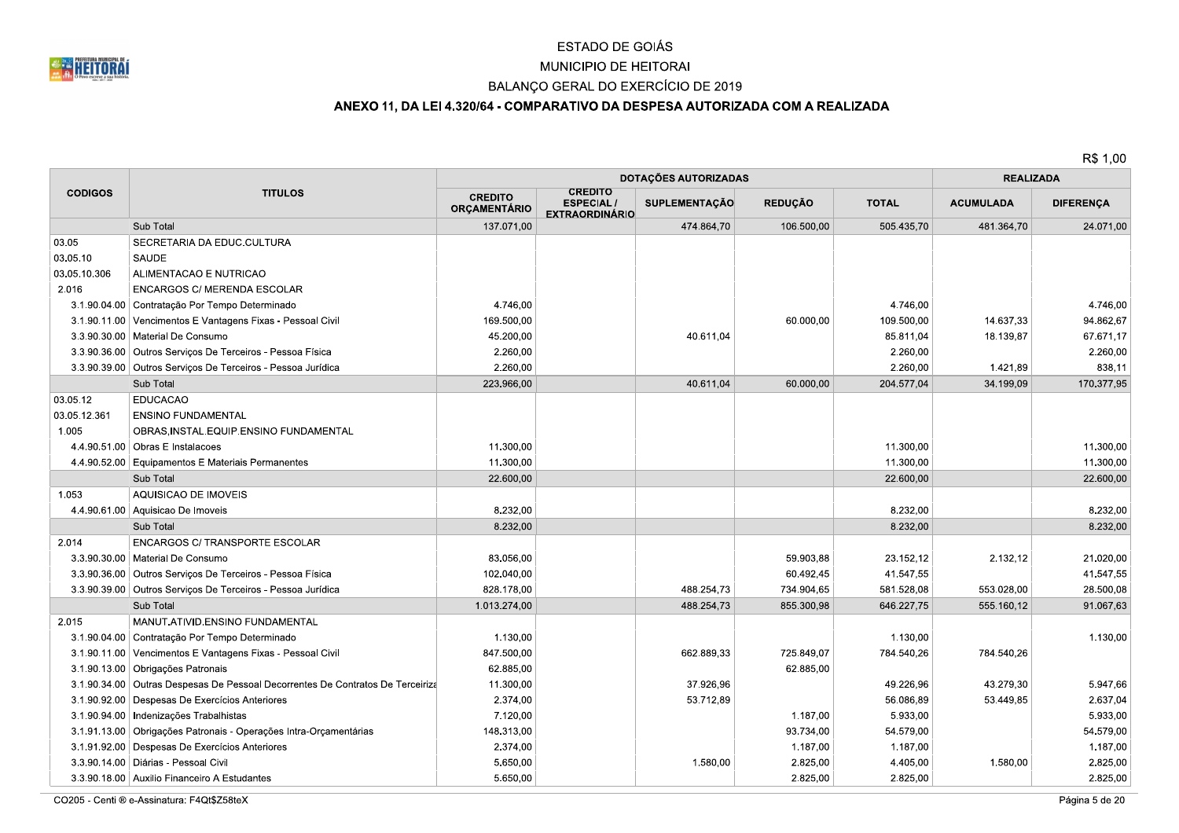# ESTADO DE GOIÁS

## MUNICIPIO DE HEITORAI

## BALANÇO GERAL DO EXERCÍCIO DE 2019

### ANEXO 11, DA LEI 4.320/64 - COMPARATIVO DA DESPESA AUTORIZADA COM A REALIZADA

R$ 1,00

| CODIGOS | TITULOS | DOTAÇÕES AUTORIZADAS | | | | | REALIZADA | |
|---|---|---|---|---|---|---|---|---|
| | | CREDITO ORÇAMENTÁRIO | CREDITO ESPECIAL / EXTRAORDINÁRIO | SUPLEMENTAÇÃO | REDUÇÃO | TOTAL | ACUMULADA | DIFERENÇA |
| | Sub Total | 137.071,00 | | 474.864,70 | 106.500,00 | 505.435,70 | 481.364,70 | 24.071,00 |
| 03.05 | SECRETARIA DA EDUC.CULTURA | | | | | | | |
| 03.05.10 | SAUDE | | | | | | | |
| 03.05.10.306 | ALIMENTACAO E NUTRICAO | | | | | | | |
| 2.016 | ENCARGOS C/ MERENDA ESCOLAR | | | | | | | |
| 3.1.90.04.00 | Contratação Por Tempo Determinado | 4.746,00 | | | | 4.746,00 | | 4.746,00 |
| 3.1.90.11.00 | Vencimentos E Vantagens Fixas - Pessoal Civil | 169.500,00 | | | 60.000,00 | 109.500,00 | 14.637,33 | 94.862,67 |
| 3.3.90.30.00 | Material De Consumo | 45.200,00 | | 40.611,04 | | 85.811,04 | 18.139,87 | 67.671,17 |
| 3.3.90.36.00 | Outros Serviços De Terceiros - Pessoa Física | 2.260,00 | | | | 2.260,00 | | 2.260,00 |
| 3.3.90.39.00 | Outros Serviços De Terceiros - Pessoa Jurídica | 2.260,00 | | | | 2.260,00 | 1.421,89 | 838,11 |
| | Sub Total | 223.966,00 | | 40.611,04 | 60.000,00 | 204.577,04 | 34.199,09 | 170.377,95 |
| 03.05.12 | EDUCACAO | | | | | | | |
| 03.05.12.361 | ENSINO FUNDAMENTAL | | | | | | | |
| 1.005 | OBRAS,INSTAL.EQUIP.ENSINO FUNDAMENTAL | | | | | | | |
| 4.4.90.51.00 | Obras E Instalacoes | 11.300,00 | | | | 11.300,00 | | 11.300,00 |
| 4.4.90.52.00 | Equipamentos E Materiais Permanentes | 11.300,00 | | | | 11.300,00 | | 11.300,00 |
| | Sub Total | 22.600,00 | | | | 22.600,00 | | 22.600,00 |
| 1.053 | AQUISICAO DE IMOVEIS | | | | | | | |
| 4.4.90.61.00 | Aquisicao De Imoveis | 8.232,00 | | | | 8.232,00 | | 8.232,00 |
| | Sub Total | 8.232,00 | | | | 8.232,00 | | 8.232,00 |
| 2.014 | ENCARGOS C/ TRANSPORTE ESCOLAR | | | | | | | |
| 3.3.90.30.00 | Material De Consumo | 83.056,00 | | | 59.903,88 | 23.152,12 | 2.132,12 | 21.020,00 |
| 3.3.90.36.00 | Outros Serviços De Terceiros - Pessoa Física | 102.040,00 | | | 60.492,45 | 41.547,55 | | 41.547,55 |
| 3.3.90.39.00 | Outros Serviços De Terceiros - Pessoa Jurídica | 828.178,00 | | 488.254,73 | 734.904,65 | 581.528,08 | 553.028,00 | 28.500,08 |
| | Sub Total | 1.013.274,00 | | 488.254,73 | 855.300,98 | 646.227,75 | 555.160,12 | 91.067,63 |
| 2.015 | MANUT.ATIVID.ENSINO FUNDAMENTAL | | | | | | | |
| 3.1.90.04.00 | Contratação Por Tempo Determinado | 1.130,00 | | | | 1.130,00 | | 1.130,00 |
| 3.1.90.11.00 | Vencimentos E Vantagens Fixas - Pessoal Civil | 847.500,00 | | 662.889,33 | 725.849,07 | 784.540,26 | 784.540,26 | |
| 3.1.90.13.00 | Obrigações Patronais | 62.885,00 | | | 62.885,00 | | | |
| 3.1.90.34.00 | Outras Despesas De Pessoal Decorrentes De Contratos De Terceiriza | 11.300,00 | | 37.926,96 | | 49.226,96 | 43.279,30 | 5.947,66 |
| 3.1.90.92.00 | Despesas De Exercícios Anteriores | 2.374,00 | | 53.712,89 | | 56.086,89 | 53.449,85 | 2.637,04 |
| 3.1.90.94.00 | Indenizações Trabalhistas | 7.120,00 | | | 1.187,00 | 5.933,00 | | 5.933,00 |
| 3.1.91.13.00 | Obrigações Patronais - Operações Intra-Orçamentárias | 148.313,00 | | | 93.734,00 | 54.579,00 | | 54.579,00 |
| 3.1.91.92.00 | Despesas De Exercícios Anteriores | 2.374,00 | | | 1.187,00 | 1.187,00 | | 1.187,00 |
| 3.3.90.14.00 | Diárias - Pessoal Civil | 5.650,00 | | 1.580,00 | 2.825,00 | 4.405,00 | 1.580,00 | 2.825,00 |
| 3.3.90.18.00 | Auxilio Financeiro A Estudantes | 5.650,00 | | | 2.825,00 | 2.825,00 | | 2.825,00 |

CO205 - Centi ® e-Assinatura: F4Qt$Z58teX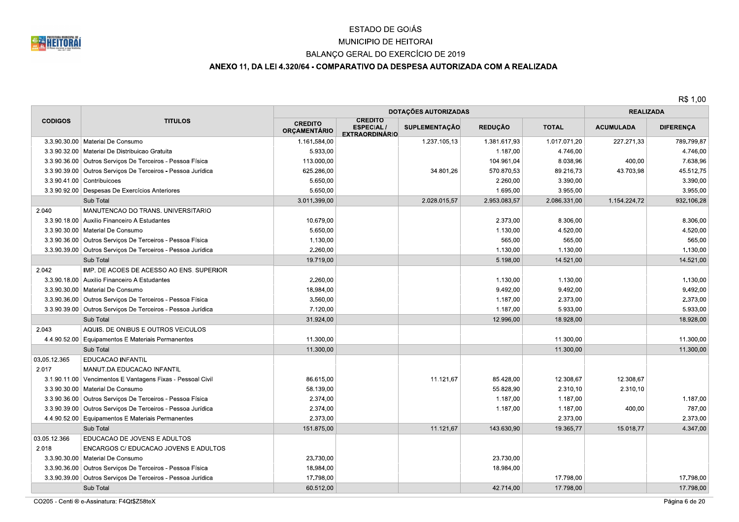ESTADO DE GOIÁS

MUNICIPIO DE HEITORAI

BALANÇO GERAL DO EXERCÍCIO DE 2019

**ANEXO 11, DA LEI 4.320/64 - COMPARATIVO DA DESPESA AUTORIZADA COM A REALIZADA**

R$ 1,00

| CODIGOS | TITULOS | DOTAÇÕES AUTORIZADAS | | | | | REALIZADA | |
|---|---|---|---|---|---|---|---|---|
| | | CREDITO ORÇAMENTÁRIO | CREDITO ESPECIAL / EXTRAORDINÁRIO | SUPLEMENTAÇÃO | REDUÇÃO | TOTAL | ACUMULADA | DIFERENÇA |
| 3.3.90.30.00 | Material De Consumo | 1.161.584,00 | | 1.237.105,13 | 1.381.617,93 | 1.017.071,20 | 227.271,33 | 789.799,87 |
| 3.3.90.32.00 | Material De Distribuicao Gratuita | 5.933,00 | | | 1.187,00 | 4.746,00 | | 4.746,00 |
| 3.3.90.36.00 | Outros Serviços De Terceiros - Pessoa Física | 113.000,00 | | | 104.961,04 | 8.038,96 | 400,00 | 7.638,96 |
| 3.3.90.39.00 | Outros Serviços De Terceiros - Pessoa Jurídica | 625.286,00 | | 34.801,26 | 570.870,53 | 89.216,73 | 43.703,98 | 45.512,75 |
| 3.3.90.41.00 | Contribuicoes | 5.650,00 | | | 2.260,00 | 3.390,00 | | 3.390,00 |
| 3.3.90.92.00 | Despesas De Exercícios Anteriores | 5.650,00 | | | 1.695,00 | 3.955,00 | | 3.955,00 |
| | Sub Total | 3.011.399,00 | | 2.028.015,57 | 2.953.083,57 | 2.086.331,00 | 1.154.224,72 | 932.106,28 |
| 2.040 | MANUTENCAO DO TRANS. UNIVERSITARIO | | | | | | | |
| 3.3.90.18.00 | Auxilio Financeiro A Estudantes | 10.679,00 | | | 2.373,00 | 8.306,00 | | 8.306,00 |
| 3.3.90.30.00 | Material De Consumo | 5.650,00 | | | 1.130,00 | 4.520,00 | | 4.520,00 |
| 3.3.90.36.00 | Outros Serviços De Terceiros - Pessoa Física | 1.130,00 | | | 565,00 | 565,00 | | 565,00 |
| 3.3.90.39.00 | Outros Serviços De Terceiros - Pessoa Jurídica | 2.260,00 | | | 1.130,00 | 1.130,00 | | 1.130,00 |
| | Sub Total | 19.719,00 | | | 5.198,00 | 14.521,00 | | 14.521,00 |
| 2.042 | IMP. DE ACOES DE ACESSO AO ENS. SUPERIOR | | | | | | | |
| 3.3.90.18.00 | Auxilio Financeiro A Estudantes | 2.260,00 | | | 1.130,00 | 1.130,00 | | 1.130,00 |
| 3.3.90.30.00 | Material De Consumo | 18.984,00 | | | 9.492,00 | 9.492,00 | | 9.492,00 |
| 3.3.90.36.00 | Outros Serviços De Terceiros - Pessoa Física | 3.560,00 | | | 1.187,00 | 2.373,00 | | 2.373,00 |
| 3.3.90.39.00 | Outros Serviços De Terceiros - Pessoa Jurídica | 7.120,00 | | | 1.187,00 | 5.933,00 | | 5.933,00 |
| | Sub Total | 31.924,00 | | | 12.996,00 | 18.928,00 | | 18.928,00 |
| 2.043 | AQUIS. DE ONIBUS E OUTROS VEICULOS | | | | | | | |
| 4.4.90.52.00 | Equipamentos E Materiais Permanentes | 11.300,00 | | | | 11.300,00 | | 11.300,00 |
| | Sub Total | 11.300,00 | | | | 11.300,00 | | 11.300,00 |
| 03.05.12.365 | EDUCACAO INFANTIL | | | | | | | |
| 2.017 | MANUT.DA EDUCACAO INFANTIL | | | | | | | |
| 3.1.90.11.00 | Vencimentos E Vantagens Fixas - Pessoal Civil | 86.615,00 | | 11.121,67 | 85.428,00 | 12.308,67 | 12.308,67 | |
| 3.3.90.30.00 | Material De Consumo | 58.139,00 | | | 55.828,90 | 2.310,10 | 2.310,10 | |
| 3.3.90.36.00 | Outros Serviços De Terceiros - Pessoa Física | 2.374,00 | | | 1.187,00 | 1.187,00 | | 1.187,00 |
| 3.3.90.39.00 | Outros Serviços De Terceiros - Pessoa Jurídica | 2.374,00 | | | 1.187,00 | 1.187,00 | 400,00 | 787,00 |
| 4.4.90.52.00 | Equipamentos E Materiais Permanentes | 2.373,00 | | | | 2.373,00 | | 2.373,00 |
| | Sub Total | 151.875,00 | | 11.121,67 | 143.630,90 | 19.365,77 | 15.018,77 | 4.347,00 |
| 03.05.12.366 | EDUCACAO DE JOVENS E ADULTOS | | | | | | | |
| 2.018 | ENCARGOS C/ EDUCACAO JOVENS E ADULTOS | | | | | | | |
| 3.3.90.30.00 | Material De Consumo | 23.730,00 | | | 23.730,00 | | | |
| 3.3.90.36.00 | Outros Serviços De Terceiros - Pessoa Física | 18.984,00 | | | 18.984,00 | | | |
| 3.3.90.39.00 | Outros Serviços De Terceiros - Pessoa Jurídica | 17.798,00 | | | | 17.798,00 | | 17.798,00 |
| | Sub Total | 60.512,00 | | | 42.714,00 | 17.798,00 | | 17.798,00 |

CO205 - Centi ® e-Assinatura: F4Qt$Z58teX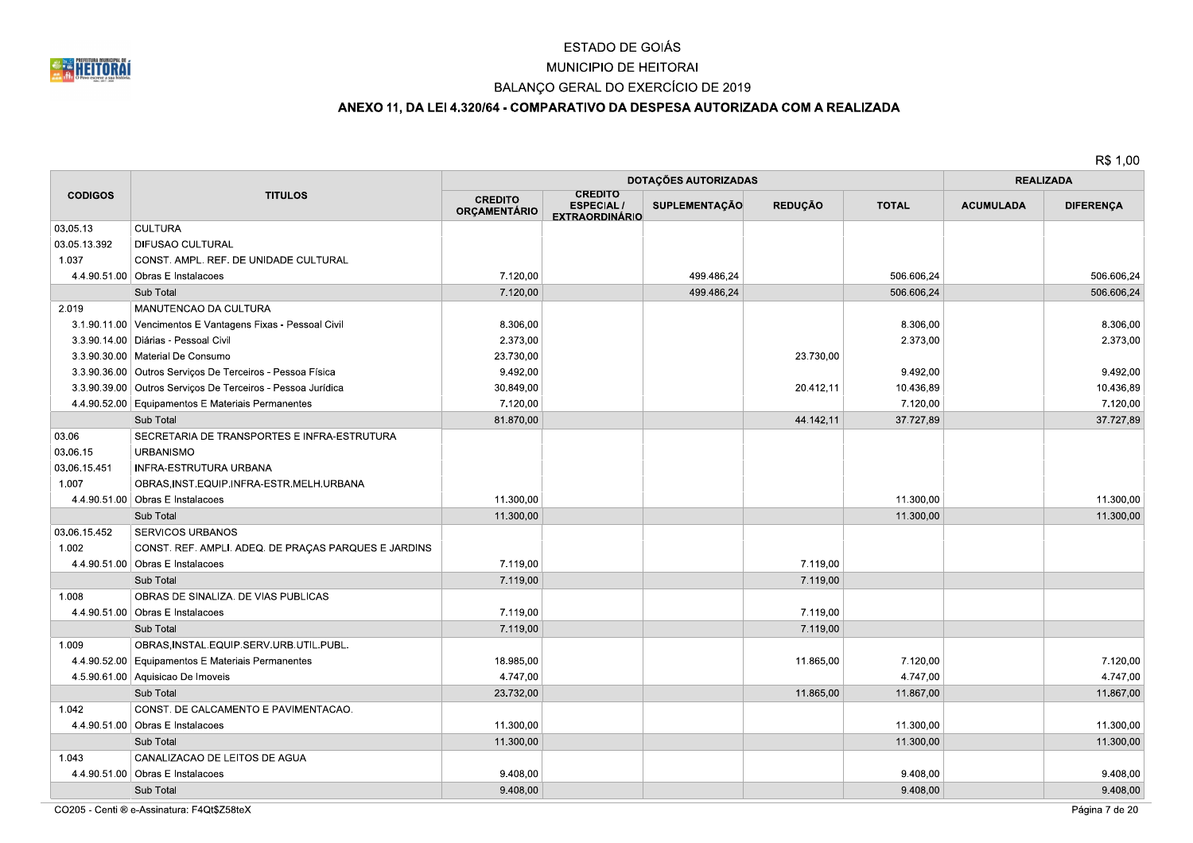ESTADO DE GOIÁS

MUNICIPIO DE HEITORAI

BALANÇO GERAL DO EXERCÍCIO DE 2019

**ANEXO 11, DA LEI 4.320/64 - COMPARATIVO DA DESPESA AUTORIZADA COM A REALIZADA**

R$ 1,00

| CODIGOS | TITULOS | DOTAÇÕES AUTORIZADAS | | | | | REALIZADA | |
|---|---|---|---|---|---|---|---|---|
| | | CREDITO ORÇAMENTÁRIO | CREDITO ESPECIAL / EXTRAORDINÁRIO | SUPLEMENTAÇÃO | REDUÇÃO | TOTAL | ACUMULADA | DIFERENÇA |
| 03.05.13 | CULTURA | | | | | | | |
| 03.05.13.392 | DIFUSAO CULTURAL | | | | | | | |
| 1.037 | CONST. AMPL. REF. DE UNIDADE CULTURAL | | | | | | | |
| 4.4.90.51.00 | Obras E Instalacoes | 7.120,00 | | 499.486,24 | | 506.606,24 | | 506.606,24 |
| | Sub Total | 7.120,00 | | 499.486,24 | | 506.606,24 | | 506.606,24 |
| 2.019 | MANUTENCAO DA CULTURA | | | | | | | |
| 3.1.90.11.00 | Vencimentos E Vantagens Fixas - Pessoal Civil | 8.306,00 | | | | 8.306,00 | | 8.306,00 |
| 3.3.90.14.00 | Diárias - Pessoal Civil | 2.373,00 | | | | 2.373,00 | | 2.373,00 |
| 3.3.90.30.00 | Material De Consumo | 23.730,00 | | | 23.730,00 | | | |
| 3.3.90.36.00 | Outros Serviços De Terceiros - Pessoa Física | 9.492,00 | | | | 9.492,00 | | 9.492,00 |
| 3.3.90.39.00 | Outros Serviços De Terceiros - Pessoa Jurídica | 30.849,00 | | | 20.412,11 | 10.436,89 | | 10.436,89 |
| 4.4.90.52.00 | Equipamentos E Materiais Permanentes | 7.120,00 | | | | 7.120,00 | | 7.120,00 |
| | Sub Total | 81.870,00 | | | 44.142,11 | 37.727,89 | | 37.727,89 |
| 03.06 | SECRETARIA DE TRANSPORTES E INFRA-ESTRUTURA | | | | | | | |
| 03.06.15 | URBANISMO | | | | | | | |
| 03.06.15.451 | INFRA-ESTRUTURA URBANA | | | | | | | |
| 1.007 | OBRAS,INST.EQUIP.INFRA-ESTR.MELH.URBANA | | | | | | | |
| 4.4.90.51.00 | Obras E Instalacoes | 11.300,00 | | | | 11.300,00 | | 11.300,00 |
| | Sub Total | 11.300,00 | | | | 11.300,00 | | 11.300,00 |
| 03.06.15.452 | SERVICOS URBANOS | | | | | | | |
| 1.002 | CONST. REF. AMPLI. ADEQ. DE PRAÇAS PARQUES E JARDINS | | | | | | | |
| 4.4.90.51.00 | Obras E Instalacoes | 7.119,00 | | | 7.119,00 | | | |
| | Sub Total | 7.119,00 | | | 7.119,00 | | | |
| 1.008 | OBRAS DE SINALIZA. DE VIAS PUBLICAS | | | | | | | |
| 4.4.90.51.00 | Obras E Instalacoes | 7.119,00 | | | 7.119,00 | | | |
| | Sub Total | 7.119,00 | | | 7.119,00 | | | |
| 1.009 | OBRAS,INSTAL.EQUIP.SERV.URB.UTIL.PUBL. | | | | | | | |
| 4.4.90.52.00 | Equipamentos E Materiais Permanentes | 18.985,00 | | | 11.865,00 | 7.120,00 | | 7.120,00 |
| 4.5.90.61.00 | Aquisicao De Imoveis | 4.747,00 | | | | 4.747,00 | | 4.747,00 |
| | Sub Total | 23.732,00 | | | 11.865,00 | 11.867,00 | | 11.867,00 |
| 1.042 | CONST. DE CALCAMENTO E PAVIMENTACAO. | | | | | | | |
| 4.4.90.51.00 | Obras E Instalacoes | 11.300,00 | | | | 11.300,00 | | 11.300,00 |
| | Sub Total | 11.300,00 | | | | 11.300,00 | | 11.300,00 |
| 1.043 | CANALIZACAO DE LEITOS DE AGUA | | | | | | | |
| 4.4.90.51.00 | Obras E Instalacoes | 9.408,00 | | | | 9.408,00 | | 9.408,00 |
| | Sub Total | 9.408,00 | | | | 9.408,00 | | 9.408,00 |

CO205 - Centi ® e-Assinatura: F4Qt$Z58teX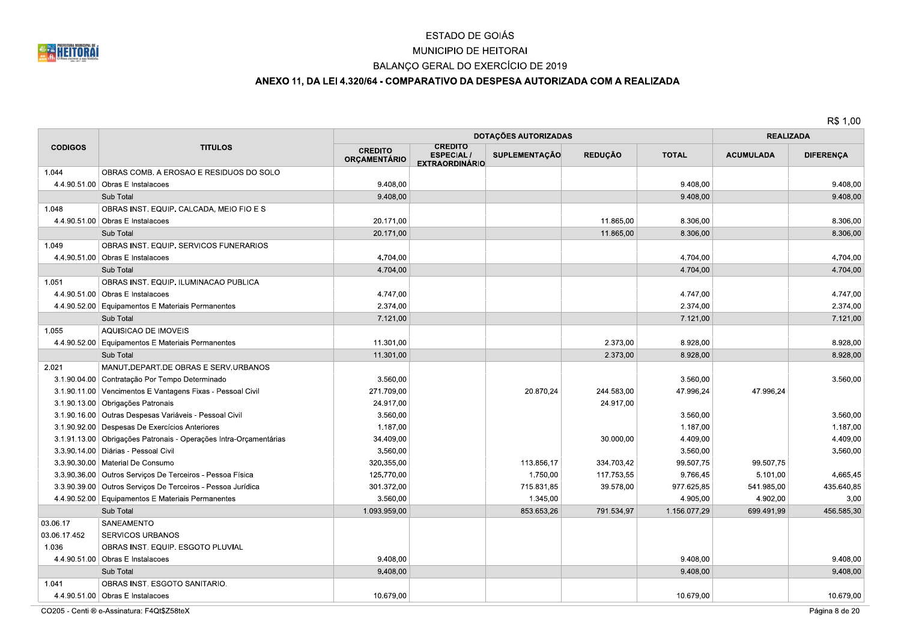ESTADO DE GOIÁS

MUNICIPIO DE HEITORAI

BALANÇO GERAL DO EXERCÍCIO DE 2019

**ANEXO 11, DA LEI 4.320/64 - COMPARATIVO DA DESPESA AUTORIZADA COM A REALIZADA**

R$ 1,00

| CODIGOS | TITULOS | DOTAÇÕES AUTORIZADAS | | | | | REALIZADA | |
|---|---|---|---|---|---|---|---|---|
| | | CREDITO ORÇAMENTÁRIO | CREDITO ESPECIAL / EXTRAORDINÁRIO | SUPLEMENTAÇÃO | REDUÇÃO | TOTAL | ACUMULADA | DIFERENÇA |
| 1.044 | OBRAS COMB. A EROSAO E RESIDUOS DO SOLO | | | | | | | |
| 4.4.90.51.00 | Obras E Instalacoes | 9.408,00 | | | | 9.408,00 | | 9.408,00 |
| | Sub Total | 9.408,00 | | | | 9.408,00 | | 9.408,00 |
| 1.048 | OBRAS INST. EQUIP. CALCADA, MEIO FIO E S | | | | | | | |
| 4.4.90.51.00 | Obras E Instalacoes | 20.171,00 | | | 11.865,00 | 8.306,00 | | 8.306,00 |
| | Sub Total | 20.171,00 | | | 11.865,00 | 8.306,00 | | 8.306,00 |
| 1.049 | OBRAS INST. EQUIP. SERVICOS FUNERARIOS | | | | | | | |
| 4.4.90.51.00 | Obras E Instalacoes | 4.704,00 | | | | 4.704,00 | | 4.704,00 |
| | Sub Total | 4.704,00 | | | | 4.704,00 | | 4.704,00 |
| 1.051 | OBRAS INST. EQUIP. ILUMINACAO PUBLICA | | | | | | | |
| 4.4.90.51.00 | Obras E Instalacoes | 4.747,00 | | | | 4.747,00 | | 4.747,00 |
| 4.4.90.52.00 | Equipamentos E Materiais Permanentes | 2.374,00 | | | | 2.374,00 | | 2.374,00 |
| | Sub Total | 7.121,00 | | | | 7.121,00 | | 7.121,00 |
| 1.055 | AQUISICAO DE IMOVEIS | | | | | | | |
| 4.4.90.52.00 | Equipamentos E Materiais Permanentes | 11.301,00 | | | 2.373,00 | 8.928,00 | | 8.928,00 |
| | Sub Total | 11.301,00 | | | 2.373,00 | 8.928,00 | | 8.928,00 |
| 2.021 | MANUT.DEPART.DE OBRAS E SERV.URBANOS | | | | | | | |
| 3.1.90.04.00 | Contratação Por Tempo Determinado | 3.560,00 | | | | 3.560,00 | | 3.560,00 |
| 3.1.90.11.00 | Vencimentos E Vantagens Fixas - Pessoal Civil | 271.709,00 | | 20.870,24 | 244.583,00 | 47.996,24 | 47.996,24 | |
| 3.1.90.13.00 | Obrigações Patronais | 24.917,00 | | | 24.917,00 | | | |
| 3.1.90.16.00 | Outras Despesas Variáveis - Pessoal Civil | 3.560,00 | | | | 3.560,00 | | 3.560,00 |
| 3.1.90.92.00 | Despesas De Exercícios Anteriores | 1.187,00 | | | | 1.187,00 | | 1.187,00 |
| 3.1.91.13.00 | Obrigações Patronais - Operações Intra-Orçamentárias | 34.409,00 | | | 30.000,00 | 4.409,00 | | 4.409,00 |
| 3.3.90.14.00 | Diárias - Pessoal Civil | 3.560,00 | | | | 3.560,00 | | 3.560,00 |
| 3.3.90.30.00 | Material De Consumo | 320.355,00 | | 113.856,17 | 334.703,42 | 99.507,75 | 99.507,75 | |
| 3.3.90.36.00 | Outros Serviços De Terceiros - Pessoa Física | 125.770,00 | | 1.750,00 | 117.753,55 | 9.766,45 | 5.101,00 | 4.665,45 |
| 3.3.90.39.00 | Outros Serviços De Terceiros - Pessoa Jurídica | 301.372,00 | | 715.831,85 | 39.578,00 | 977.625,85 | 541.985,00 | 435.640,85 |
| 4.4.90.52.00 | Equipamentos E Materiais Permanentes | 3.560,00 | | 1.345,00 | | 4.905,00 | 4.902,00 | 3,00 |
| | Sub Total | 1.093.959,00 | | 853.653,26 | 791.534,97 | 1.156.077,29 | 699.491,99 | 456.585,30 |
| 03.06.17 | SANEAMENTO | | | | | | | |
| 03.06.17.452 | SERVICOS URBANOS | | | | | | | |
| 1.036 | OBRAS INST. EQUIP. ESGOTO PLUVIAL | | | | | | | |
| 4.4.90.51.00 | Obras E Instalacoes | 9.408,00 | | | | 9.408,00 | | 9.408,00 |
| | Sub Total | 9.408,00 | | | | 9.408,00 | | 9.408,00 |
| 1.041 | OBRAS INST. ESGOTO SANITARIO. | | | | | | | |
| 4.4.90.51.00 | Obras E Instalacoes | 10.679,00 | | | | 10.679,00 | | 10.679,00 |

CO205 - Centi ® e-Assinatura: F4Qt$Z58teX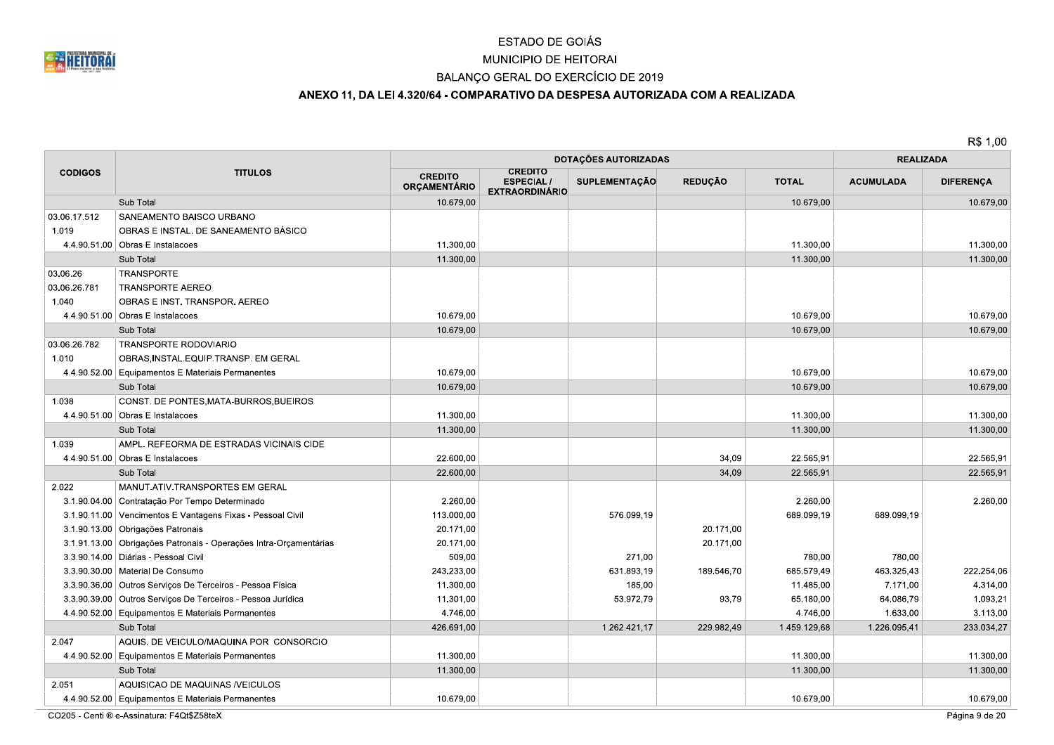# ESTADO DE GOIÁS

## MUNICIPIO DE HEITORAI

## BALANÇO GERAL DO EXERCÍCIO DE 2019

### ANEXO 11, DA LEI 4.320/64 - COMPARATIVO DA DESPESA AUTORIZADA COM A REALIZADA

R$ 1,00

| CODIGOS | TITULOS | DOTAÇÕES AUTORIZADAS | | | | | REALIZADA | |
|---|---|---|---|---|---|---|---|---|
| | | CREDITO ORÇAMENTÁRIO | CREDITO ESPECIAL / EXTRAORDINÁRIO | SUPLEMENTAÇÃO | REDUÇÃO | TOTAL | ACUMULADA | DIFERENÇA |
| | Sub Total | 10.679,00 | | | | 10.679,00 | | 10.679,00 |
| 03.06.17.512 | SANEAMENTO BAISCO URBANO | | | | | | | |
| 1.019 | OBRAS E INSTAL. DE SANEAMENTO BÁSICO | | | | | | | |
| 4.4.90.51.00 | Obras E Instalacoes | 11.300,00 | | | | 11.300,00 | | 11.300,00 |
| | Sub Total | 11.300,00 | | | | 11.300,00 | | 11.300,00 |
| 03.06.26 | TRANSPORTE | | | | | | | |
| 03.06.26.781 | TRANSPORTE AEREO | | | | | | | |
| 1.040 | OBRAS E INST. TRANSPOR. AEREO | | | | | | | |
| 4.4.90.51.00 | Obras E Instalacoes | 10.679,00 | | | | 10.679,00 | | 10.679,00 |
| | Sub Total | 10.679,00 | | | | 10.679,00 | | 10.679,00 |
| 03.06.26.782 | TRANSPORTE RODOVIARIO | | | | | | | |
| 1.010 | OBRAS,INSTAL.EQUIP.TRANSP. EM GERAL | | | | | | | |
| 4.4.90.52.00 | Equipamentos E Materiais Permanentes | 10.679,00 | | | | 10.679,00 | | 10.679,00 |
| | Sub Total | 10.679,00 | | | | 10.679,00 | | 10.679,00 |
| 1.038 | CONST. DE PONTES,MATA-BURROS,BUEIROS | | | | | | | |
| 4.4.90.51.00 | Obras E Instalacoes | 11.300,00 | | | | 11.300,00 | | 11.300,00 |
| | Sub Total | 11.300,00 | | | | 11.300,00 | | 11.300,00 |
| 1.039 | AMPL. REFEORMA DE ESTRADAS VICINAIS CIDE | | | | | | | |
| 4.4.90.51.00 | Obras E Instalacoes | 22.600,00 | | | 34,09 | 22.565,91 | | 22.565,91 |
| | Sub Total | 22.600,00 | | | 34,09 | 22.565,91 | | 22.565,91 |
| 2.022 | MANUT.ATIV.TRANSPORTES EM GERAL | | | | | | | |
| 3.1.90.04.00 | Contratação Por Tempo Determinado | 2.260,00 | | | | 2.260,00 | | 2.260,00 |
| 3.1.90.11.00 | Vencimentos E Vantagens Fixas - Pessoal Civil | 113.000,00 | | 576.099,19 | | 689.099,19 | 689.099,19 | |
| 3.1.90.13.00 | Obrigações Patronais | 20.171,00 | | | 20.171,00 | | | |
| 3.1.91.13.00 | Obrigações Patronais - Operações Intra-Orçamentárias | 20.171,00 | | | 20.171,00 | | | |
| 3.3.90.14.00 | Diárias - Pessoal Civil | 509,00 | | 271,00 | | 780,00 | 780,00 | |
| 3.3.90.30.00 | Material De Consumo | 243.233,00 | | 631.893,19 | 189.546,70 | 685.579,49 | 463.325,43 | 222.254,06 |
| 3.3.90.36.00 | Outros Serviços De Terceiros - Pessoa Física | 11.300,00 | | 185,00 | | 11.485,00 | 7.171,00 | 4.314,00 |
| 3.3.90.39.00 | Outros Serviços De Terceiros - Pessoa Jurídica | 11.301,00 | | 53.972,79 | 93,79 | 65.180,00 | 64.086,79 | 1.093,21 |
| 4.4.90.52.00 | Equipamentos E Materiais Permanentes | 4.746,00 | | | | 4.746,00 | 1.633,00 | 3.113,00 |
| | Sub Total | 426.691,00 | | 1.262.421,17 | 229.982,49 | 1.459.129,68 | 1.226.095,41 | 233.034,27 |
| 2.047 | AQUIS. DE VEICULO/MAQUINA POR CONSORCIO | | | | | | | |
| 4.4.90.52.00 | Equipamentos E Materiais Permanentes | 11.300,00 | | | | 11.300,00 | | 11.300,00 |
| | Sub Total | 11.300,00 | | | | 11.300,00 | | 11.300,00 |
| 2.051 | AQUISICAO DE MAQUINAS /VEICULOS | | | | | | | |
| 4.4.90.52.00 | Equipamentos E Materiais Permanentes | 10.679,00 | | | | 10.679,00 | | 10.679,00 |

CO205 - Centi ® e-Assinatura: F4Qt$Z58teX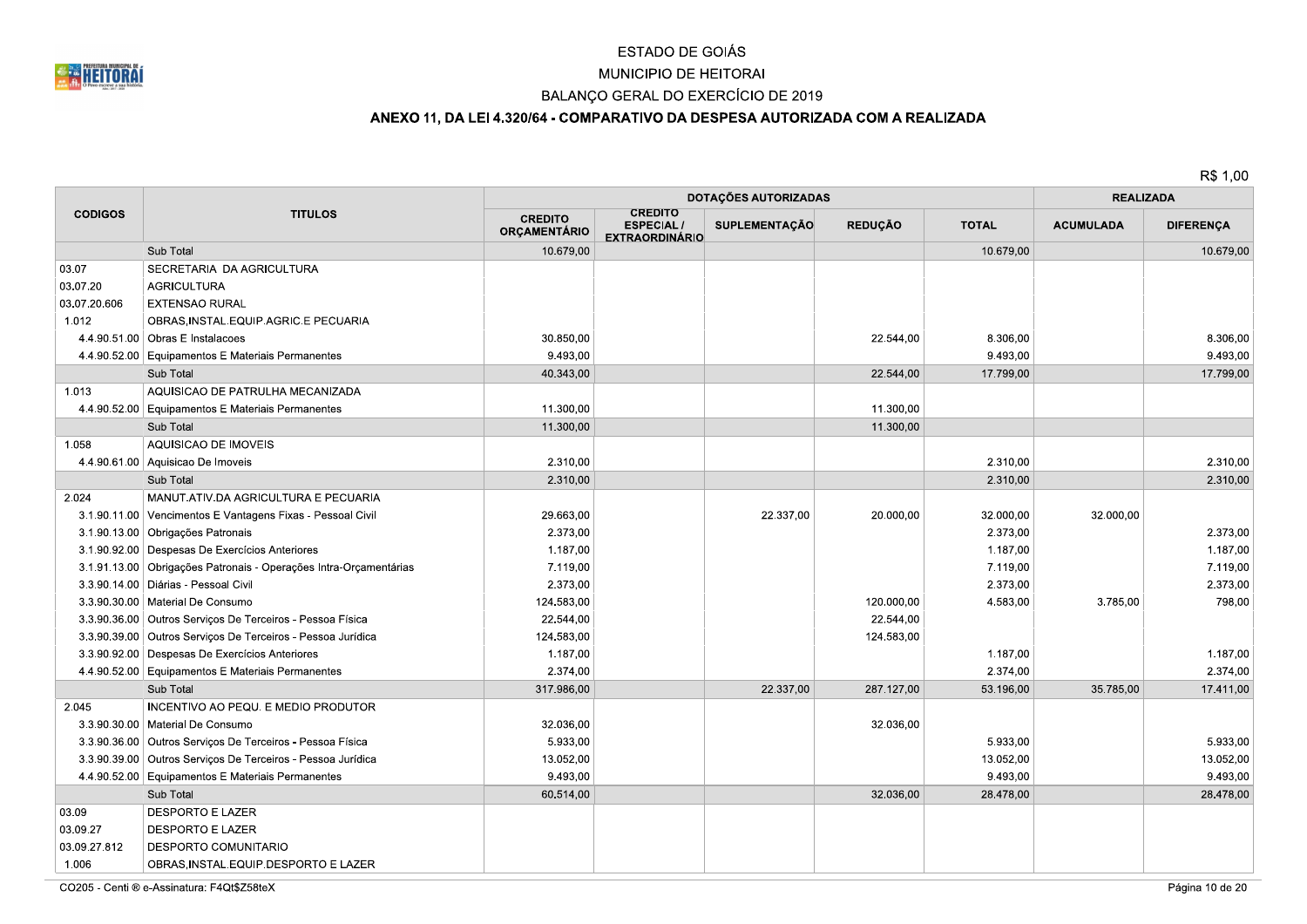ESTADO DE GOIÁS

MUNICIPIO DE HEITORAI

BALANÇO GERAL DO EXERCÍCIO DE 2019

## ANEXO 11, DA LEI 4.320/64 - COMPARATIVO DA DESPESA AUTORIZADA COM A REALIZADA

R$ 1,00

| CODIGOS | TITULOS | DOTAÇÕES AUTORIZADAS | | | | | REALIZADA | |
|---|---|---|---|---|---|---|---|---|
| | | CREDITO ORÇAMENTÁRIO | CREDITO ESPECIAL / EXTRAORDINÁRIO | SUPLEMENTAÇÃO | REDUÇÃO | TOTAL | ACUMULADA | DIFERENÇA |
| | Sub Total | 10.679,00 | | | | 10.679,00 | | 10.679,00 |
| 03.07 | SECRETARIA DA AGRICULTURA | | | | | | | |
| 03.07.20 | AGRICULTURA | | | | | | | |
| 03.07.20.606 | EXTENSAO RURAL | | | | | | | |
| 1.012 | OBRAS,INSTAL.EQUIP.AGRIC.E PECUARIA | | | | | | | |
| 4.4.90.51.00 | Obras E Instalacoes | 30.850,00 | | | 22.544,00 | 8.306,00 | | 8.306,00 |
| 4.4.90.52.00 | Equipamentos E Materiais Permanentes | 9.493,00 | | | | 9.493,00 | | 9.493,00 |
| | Sub Total | 40.343,00 | | | 22.544,00 | 17.799,00 | | 17.799,00 |
| 1.013 | AQUISICAO DE PATRULHA MECANIZADA | | | | | | | |
| 4.4.90.52.00 | Equipamentos E Materiais Permanentes | 11.300,00 | | | 11.300,00 | | | |
| | Sub Total | 11.300,00 | | | 11.300,00 | | | |
| 1.058 | AQUISICAO DE IMOVEIS | | | | | | | |
| 4.4.90.61.00 | Aquisicao De Imoveis | 2.310,00 | | | | 2.310,00 | | 2.310,00 |
| | Sub Total | 2.310,00 | | | | 2.310,00 | | 2.310,00 |
| 2.024 | MANUT.ATIV.DA AGRICULTURA E PECUARIA | | | | | | | |
| 3.1.90.11.00 | Vencimentos E Vantagens Fixas - Pessoal Civil | 29.663,00 | | 22.337,00 | 20.000,00 | 32.000,00 | 32.000,00 | |
| 3.1.90.13.00 | Obrigações Patronais | 2.373,00 | | | | 2.373,00 | | 2.373,00 |
| 3.1.90.92.00 | Despesas De Exercícios Anteriores | 1.187,00 | | | | 1.187,00 | | 1.187,00 |
| 3.1.91.13.00 | Obrigações Patronais - Operações Intra-Orçamentárias | 7.119,00 | | | | 7.119,00 | | 7.119,00 |
| 3.3.90.14.00 | Diárias - Pessoal Civil | 2.373,00 | | | | 2.373,00 | | 2.373,00 |
| 3.3.90.30.00 | Material De Consumo | 124.583,00 | | | 120.000,00 | 4.583,00 | 3.785,00 | 798,00 |
| 3.3.90.36.00 | Outros Serviços De Terceiros - Pessoa Física | 22.544,00 | | | 22.544,00 | | | |
| 3.3.90.39.00 | Outros Serviços De Terceiros - Pessoa Jurídica | 124.583,00 | | | 124.583,00 | | | |
| 3.3.90.92.00 | Despesas De Exercícios Anteriores | 1.187,00 | | | | 1.187,00 | | 1.187,00 |
| 4.4.90.52.00 | Equipamentos E Materiais Permanentes | 2.374,00 | | | | 2.374,00 | | 2.374,00 |
| | Sub Total | 317.986,00 | | 22.337,00 | 287.127,00 | 53.196,00 | 35.785,00 | 17.411,00 |
| 2.045 | INCENTIVO AO PEQU. E MEDIO PRODUTOR | | | | | | | |
| 3.3.90.30.00 | Material De Consumo | 32.036,00 | | | 32.036,00 | | | |
| 3.3.90.36.00 | Outros Serviços De Terceiros - Pessoa Física | 5.933,00 | | | | 5.933,00 | | 5.933,00 |
| 3.3.90.39.00 | Outros Serviços De Terceiros - Pessoa Jurídica | 13.052,00 | | | | 13.052,00 | | 13.052,00 |
| 4.4.90.52.00 | Equipamentos E Materiais Permanentes | 9.493,00 | | | | 9.493,00 | | 9.493,00 |
| | Sub Total | 60.514,00 | | | 32.036,00 | 28.478,00 | | 28.478,00 |
| 03.09 | DESPORTO E LAZER | | | | | | | |
| 03.09.27 | DESPORTO E LAZER | | | | | | | |
| 03.09.27.812 | DESPORTO COMUNITARIO | | | | | | | |
| 1.006 | OBRAS,INSTAL.EQUIP.DESPORTO E LAZER | | | | | | | |

CO205 - Centi ® e-Assinatura: F4Qt$Z58teX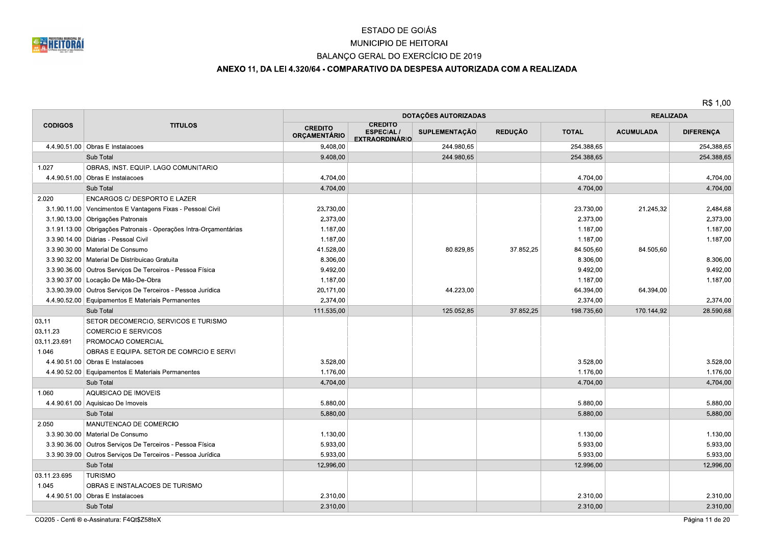ESTADO DE GOIÁS

MUNICIPIO DE HEITORAI

BALANÇO GERAL DO EXERCÍCIO DE 2019

**ANEXO 11, DA LEI 4.320/64 - COMPARATIVO DA DESPESA AUTORIZADA COM A REALIZADA**

R$ 1,00

| CODIGOS | TITULOS | DOTAÇÕES AUTORIZADAS | | | | | REALIZADA | |
|---|---|---|---|---|---|---|---|---|
| | | CREDITO ORÇAMENTÁRIO | CREDITO ESPECIAL / EXTRAORDINÁRIO | SUPLEMENTAÇÃO | REDUÇÃO | TOTAL | ACUMULADA | DIFERENÇA |
| 4.4.90.51.00 | Obras E Instalacoes | 9.408,00 | | 244.980,65 | | 254.388,65 | | 254.388,65 |
| | Sub Total | 9.408,00 | | 244.980,65 | | 254.388,65 | | 254.388,65 |
| 1.027 | OBRAS, INST. EQUIP. LAGO COMUNITARIO | | | | | | | |
| 4.4.90.51.00 | Obras E Instalacoes | 4.704,00 | | | | 4.704,00 | | 4.704,00 |
| | Sub Total | 4.704,00 | | | | 4.704,00 | | 4.704,00 |
| 2.020 | ENCARGOS C/ DESPORTO E LAZER | | | | | | | |
| 3.1.90.11.00 | Vencimentos E Vantagens Fixas - Pessoal Civil | 23.730,00 | | | | 23.730,00 | 21.245,32 | 2.484,68 |
| 3.1.90.13.00 | Obrigações Patronais | 2.373,00 | | | | 2.373,00 | | 2.373,00 |
| 3.1.91.13.00 | Obrigações Patronais - Operações Intra-Orçamentárias | 1.187,00 | | | | 1.187,00 | | 1.187,00 |
| 3.3.90.14.00 | Diárias - Pessoal Civil | 1.187,00 | | | | 1.187,00 | | 1.187,00 |
| 3.3.90.30.00 | Material De Consumo | 41.528,00 | | 80.829,85 | 37.852,25 | 84.505,60 | 84.505,60 | |
| 3.3.90.32.00 | Material De Distribuicao Gratuita | 8.306,00 | | | | 8.306,00 | | 8.306,00 |
| 3.3.90.36.00 | Outros Serviços De Terceiros - Pessoa Física | 9.492,00 | | | | 9.492,00 | | 9.492,00 |
| 3.3.90.37.00 | Locação De Mão-De-Obra | 1.187,00 | | | | 1.187,00 | | 1.187,00 |
| 3.3.90.39.00 | Outros Serviços De Terceiros - Pessoa Jurídica | 20.171,00 | | 44.223,00 | | 64.394,00 | 64.394,00 | |
| 4.4.90.52.00 | Equipamentos E Materiais Permanentes | 2.374,00 | | | | 2.374,00 | | 2.374,00 |
| | Sub Total | 111.535,00 | | 125.052,85 | 37.852,25 | 198.735,60 | 170.144,92 | 28.590,68 |
| 03.11 | SETOR DECOMERCIO, SERVICOS E TURISMO | | | | | | | |
| 03.11.23 | COMERCIO E SERVICOS | | | | | | | |
| 03.11.23.691 | PROMOCAO COMERCIAL | | | | | | | |
| 1.046 | OBRAS E EQUIPA. SETOR DE COMRCIO E SERVI | | | | | | | |
| 4.4.90.51.00 | Obras E Instalacoes | 3.528,00 | | | | 3.528,00 | | 3.528,00 |
| 4.4.90.52.00 | Equipamentos E Materiais Permanentes | 1.176,00 | | | | 1.176,00 | | 1.176,00 |
| | Sub Total | 4.704,00 | | | | 4.704,00 | | 4.704,00 |
| 1.060 | AQUISICAO DE IMOVEIS | | | | | | | |
| 4.4.90.61.00 | Aquisicao De Imoveis | 5.880,00 | | | | 5.880,00 | | 5.880,00 |
| | Sub Total | 5.880,00 | | | | 5.880,00 | | 5.880,00 |
| 2.050 | MANUTENCAO DE COMERCIO | | | | | | | |
| 3.3.90.30.00 | Material De Consumo | 1.130,00 | | | | 1.130,00 | | 1.130,00 |
| 3.3.90.36.00 | Outros Serviços De Terceiros - Pessoa Física | 5.933,00 | | | | 5.933,00 | | 5.933,00 |
| 3.3.90.39.00 | Outros Serviços De Terceiros - Pessoa Jurídica | 5.933,00 | | | | 5.933,00 | | 5.933,00 |
| | Sub Total | 12.996,00 | | | | 12.996,00 | | 12.996,00 |
| 03.11.23.695 | TURISMO | | | | | | | |
| 1.045 | OBRAS E INSTALACOES DE TURISMO | | | | | | | |
| 4.4.90.51.00 | Obras E Instalacoes | 2.310,00 | | | | 2.310,00 | | 2.310,00 |
| | Sub Total | 2.310,00 | | | | 2.310,00 | | 2.310,00 |

CO205 - Centi ® e-Assinatura: F4Qt$Z58teX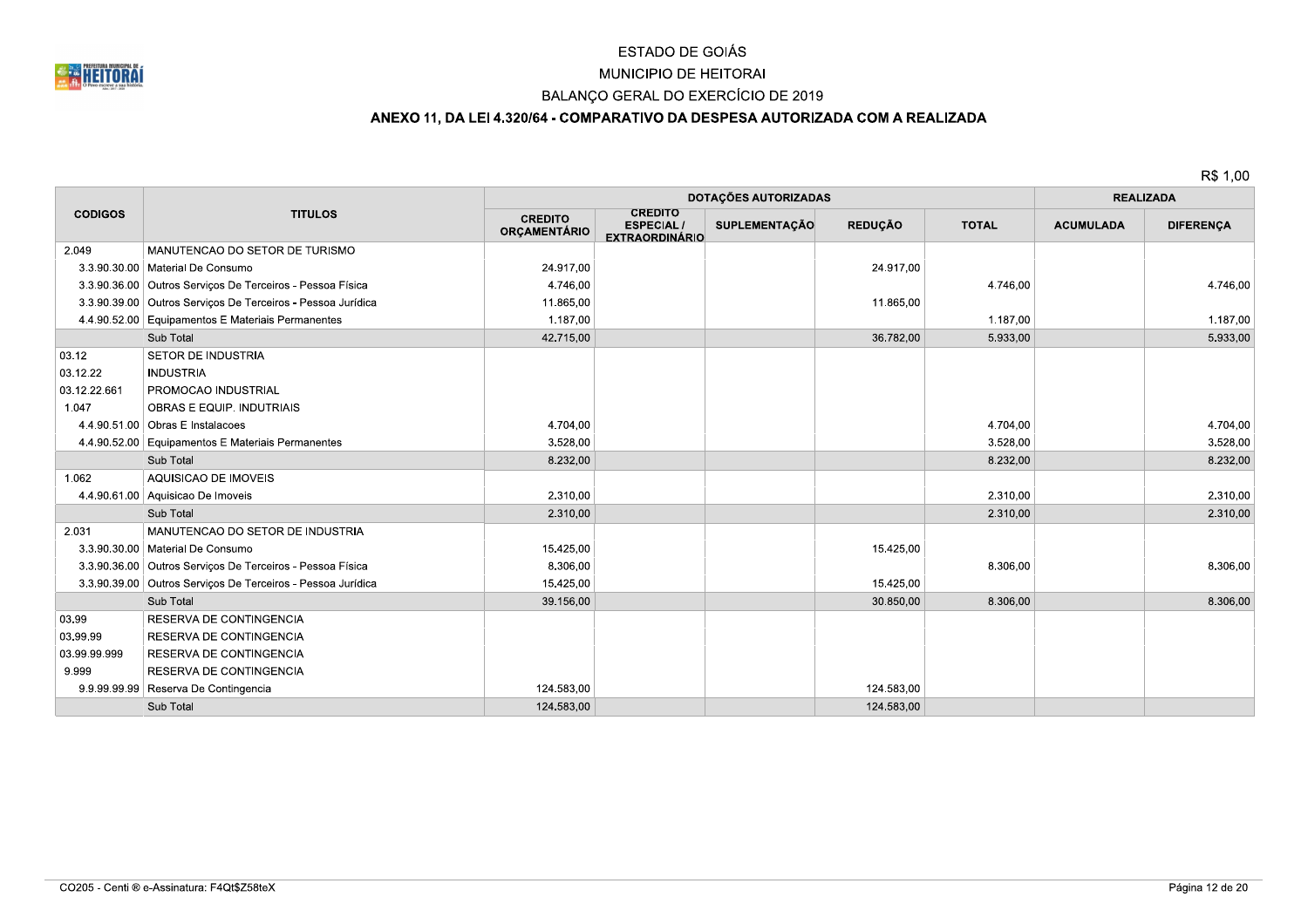ESTADO DE GOIÁS

MUNICIPIO DE HEITORAI

BALANÇO GERAL DO EXERCÍCIO DE 2019

**ANEXO 11, DA LEI 4.320/64 - COMPARATIVO DA DESPESA AUTORIZADA COM A REALIZADA**

R$ 1,00

| CODIGOS | TITULOS | DOTAÇÕES AUTORIZADAS | | | | | REALIZADA | |
|---|---|---|---|---|---|---|---|---|
| | | CREDITO ORÇAMENTÁRIO | CREDITO ESPECIAL / EXTRAORDINÁRIO | SUPLEMENTAÇÃO | REDUÇÃO | TOTAL | ACUMULADA | DIFERENÇA |
| 2.049 | MANUTENCAO DO SETOR DE TURISMO | | | | | | | |
| 3.3.90.30.00 | Material De Consumo | 24.917,00 | | | 24.917,00 | | | |
| 3.3.90.36.00 | Outros Serviços De Terceiros - Pessoa Física | 4.746,00 | | | | 4.746,00 | | 4.746,00 |
| 3.3.90.39.00 | Outros Serviços De Terceiros - Pessoa Jurídica | 11.865,00 | | | 11.865,00 | | | |
| 4.4.90.52.00 | Equipamentos E Materiais Permanentes | 1.187,00 | | | | 1.187,00 | | 1.187,00 |
| | Sub Total | 42.715,00 | | | 36.782,00 | 5.933,00 | | 5.933,00 |
| 03.12 | SETOR DE INDUSTRIA | | | | | | | |
| 03.12.22 | INDUSTRIA | | | | | | | |
| 03.12.22.661 | PROMOCAO INDUSTRIAL | | | | | | | |
| 1.047 | OBRAS E EQUIP. INDUTRIAIS | | | | | | | |
| 4.4.90.51.00 | Obras E Instalacoes | 4.704,00 | | | | 4.704,00 | | 4.704,00 |
| 4.4.90.52.00 | Equipamentos E Materiais Permanentes | 3.528,00 | | | | 3.528,00 | | 3.528,00 |
| | Sub Total | 8.232,00 | | | | 8.232,00 | | 8.232,00 |
| 1.062 | AQUISICAO DE IMOVEIS | | | | | | | |
| 4.4.90.61.00 | Aquisicao De Imoveis | 2.310,00 | | | | 2.310,00 | | 2.310,00 |
| | Sub Total | 2.310,00 | | | | 2.310,00 | | 2.310,00 |
| 2.031 | MANUTENCAO DO SETOR DE INDUSTRIA | | | | | | | |
| 3.3.90.30.00 | Material De Consumo | 15.425,00 | | | 15.425,00 | | | |
| 3.3.90.36.00 | Outros Serviços De Terceiros - Pessoa Física | 8.306,00 | | | | 8.306,00 | | 8.306,00 |
| 3.3.90.39.00 | Outros Serviços De Terceiros - Pessoa Jurídica | 15.425,00 | | | 15.425,00 | | | |
| | Sub Total | 39.156,00 | | | 30.850,00 | 8.306,00 | | 8.306,00 |
| 03.99 | RESERVA DE CONTINGENCIA | | | | | | | |
| 03.99.99 | RESERVA DE CONTINGENCIA | | | | | | | |
| 03.99.99.999 | RESERVA DE CONTINGENCIA | | | | | | | |
| 9.999 | RESERVA DE CONTINGENCIA | | | | | | | |
| 9.9.99.99.99 | Reserva De Contingencia | 124.583,00 | | | 124.583,00 | | | |
| | Sub Total | 124.583,00 | | | 124.583,00 | | | |

CO205 - Centi ® e-Assinatura: F4Qt$Z58teX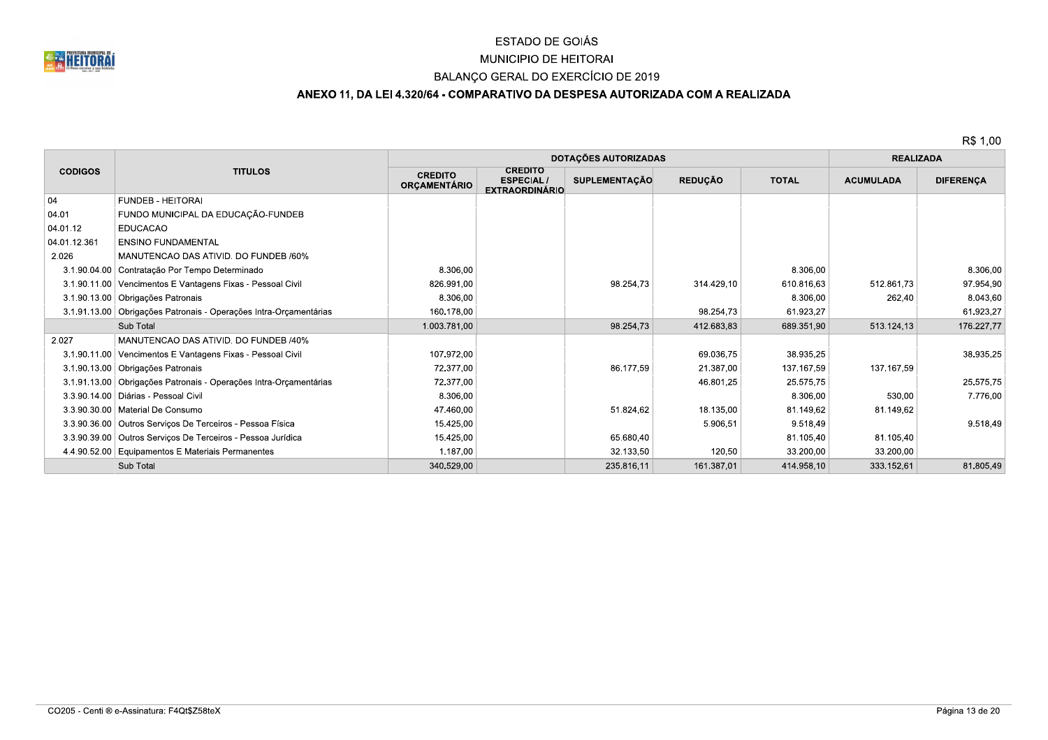# ESTADO DE GOIÁS

## MUNICIPIO DE HEITORAI

## BALANÇO GERAL DO EXERCÍCIO DE 2019

### ANEXO 11, DA LEI 4.320/64 - COMPARATIVO DA DESPESA AUTORIZADA COM A REALIZADA

R$ 1,00

| CODIGOS | TITULOS | DOTAÇÕES AUTORIZADAS | | | | | REALIZADA | |
|---|---|---|---|---|---|---|---|---|
| | | CREDITO ORÇAMENTÁRIO | CREDITO ESPECIAL / EXTRAORDINÁRIO | SUPLEMENTAÇÃO | REDUÇÃO | TOTAL | ACUMULADA | DIFERENÇA |
| 04 | FUNDEB - HEITORAI | | | | | | | |
| 04.01 | FUNDO MUNICIPAL DA EDUCAÇÃO-FUNDEB | | | | | | | |
| 04.01.12 | EDUCACAO | | | | | | | |
| 04.01.12.361 | ENSINO FUNDAMENTAL | | | | | | | |
| 2.026 | MANUTENCAO DAS ATIVID. DO FUNDEB /60% | | | | | | | |
| 3.1.90.04.00 | Contratação Por Tempo Determinado | 8.306,00 | | | | 8.306,00 | | 8.306,00 |
| 3.1.90.11.00 | Vencimentos E Vantagens Fixas - Pessoal Civil | 826.991,00 | | 98.254,73 | 314.429,10 | 610.816,63 | 512.861,73 | 97.954,90 |
| 3.1.90.13.00 | Obrigações Patronais | 8.306,00 | | | | 8.306,00 | 262,40 | 8.043,60 |
| 3.1.91.13.00 | Obrigações Patronais - Operações Intra-Orçamentárias | 160.178,00 | | | 98.254,73 | 61.923,27 | | 61.923,27 |
| | Sub Total | 1.003.781,00 | | 98.254,73 | 412.683,83 | 689.351,90 | 513.124,13 | 176.227,77 |
| 2.027 | MANUTENCAO DAS ATIVID. DO FUNDEB /40% | | | | | | | |
| 3.1.90.11.00 | Vencimentos E Vantagens Fixas - Pessoal Civil | 107.972,00 | | | 69.036,75 | 38.935,25 | | 38.935,25 |
| 3.1.90.13.00 | Obrigações Patronais | 72.377,00 | | 86.177,59 | 21.387,00 | 137.167,59 | 137.167,59 | |
| 3.1.91.13.00 | Obrigações Patronais - Operações Intra-Orçamentárias | 72.377,00 | | | 46.801,25 | 25.575,75 | | 25.575,75 |
| 3.3.90.14.00 | Diárias - Pessoal Civil | 8.306,00 | | | | 8.306,00 | 530,00 | 7.776,00 |
| 3.3.90.30.00 | Material De Consumo | 47.460,00 | | 51.824,62 | 18.135,00 | 81.149,62 | 81.149,62 | |
| 3.3.90.36.00 | Outros Serviços De Terceiros - Pessoa Física | 15.425,00 | | | 5.906,51 | 9.518,49 | | 9.518,49 |
| 3.3.90.39.00 | Outros Serviços De Terceiros - Pessoa Jurídica | 15.425,00 | | 65.680,40 | | 81.105,40 | 81.105,40 | |
| 4.4.90.52.00 | Equipamentos E Materiais Permanentes | 1.187,00 | | 32.133,50 | 120,50 | 33.200,00 | 33.200,00 | |
| | Sub Total | 340.529,00 | | 235.816,11 | 161.387,01 | 414.958,10 | 333.152,61 | 81.805,49 |

CO205 - Centi ® e-Assinatura: F4Qt$Z58teX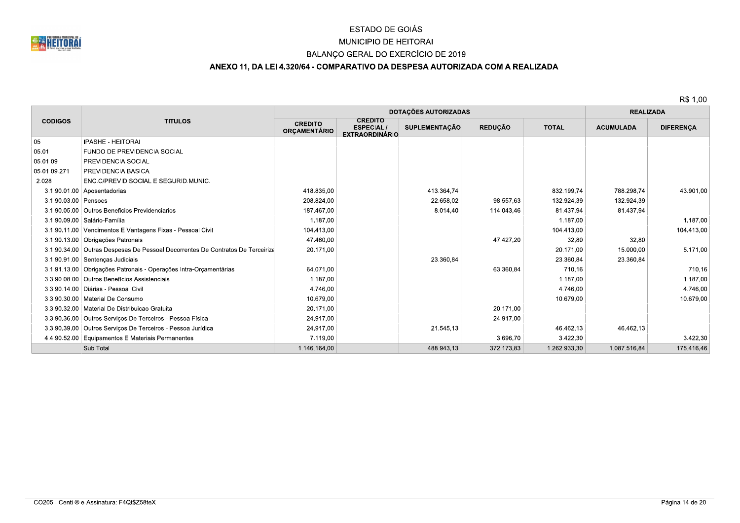# ESTADO DE GOIÁS

## MUNICIPIO DE HEITORAI

## BALANÇO GERAL DO EXERCÍCIO DE 2019

### ANEXO 11, DA LEI 4.320/64 - COMPARATIVO DA DESPESA AUTORIZADA COM A REALIZADA

R$ 1,00

| CODIGOS | TITULOS | DOTAÇÕES AUTORIZADAS | | | | | REALIZADA | |
|---|---|---|---|---|---|---|---|---|
| | | CREDITO ORÇAMENTÁRIO | CREDITO ESPECIAL / EXTRAORDINÁRIO | SUPLEMENTAÇÃO | REDUÇÃO | TOTAL | ACUMULADA | DIFERENÇA |
| 05 | IPASHE - HEITORAI | | | | | | | |
| 05.01 | FUNDO DE PREVIDENCIA SOCIAL | | | | | | | |
| 05.01.09 | PREVIDENCIA SOCIAL | | | | | | | |
| 05.01.09.271 | PREVIDENCIA BASICA | | | | | | | |
| 2.028 | ENC.C/PREVID.SOCIAL E SEGURID.MUNIC. | | | | | | | |
| 3.1.90.01.00 | Aposentadorias | 418.835,00 | | 413.364,74 | | 832.199,74 | 788.298,74 | 43.901,00 |
| 3.1.90.03.00 | Pensoes | 208.824,00 | | 22.658,02 | 98.557,63 | 132.924,39 | 132.924,39 | |
| 3.1.90.05.00 | Outros Beneficios Previdenciarios | 187.467,00 | | 8.014,40 | 114.043,46 | 81.437,94 | 81.437,94 | |
| 3.1.90.09.00 | Salário-Família | 1.187,00 | | | | 1.187,00 | | 1.187,00 |
| 3.1.90.11.00 | Vencimentos E Vantagens Fixas - Pessoal Civil | 104.413,00 | | | | 104.413,00 | | 104.413,00 |
| 3.1.90.13.00 | Obrigações Patronais | 47.460,00 | | | 47.427,20 | 32,80 | 32,80 | |
| 3.1.90.34.00 | Outras Despesas De Pessoal Decorrentes De Contratos De Terceiriza | 20.171,00 | | | | 20.171,00 | 15.000,00 | 5.171,00 |
| 3.1.90.91.00 | Sentenças Judiciais | | | 23.360,84 | | 23.360,84 | 23.360,84 | |
| 3.1.91.13.00 | Obrigações Patronais - Operações Intra-Orçamentárias | 64.071,00 | | | 63.360,84 | 710,16 | | 710,16 |
| 3.3.90.08.00 | Outros Benefícios Assistenciais | 1.187,00 | | | | 1.187,00 | | 1.187,00 |
| 3.3.90.14.00 | Diárias - Pessoal Civil | 4.746,00 | | | | 4.746,00 | | 4.746,00 |
| 3.3.90.30.00 | Material De Consumo | 10.679,00 | | | | 10.679,00 | | 10.679,00 |
| 3.3.90.32.00 | Material De Distribuicao Gratuita | 20.171,00 | | | 20.171,00 | | | |
| 3.3.90.36.00 | Outros Serviços De Terceiros - Pessoa Física | 24.917,00 | | | 24.917,00 | | | |
| 3.3.90.39.00 | Outros Serviços De Terceiros - Pessoa Jurídica | 24.917,00 | | 21.545,13 | | 46.462,13 | 46.462,13 | |
| 4.4.90.52.00 | Equipamentos E Materiais Permanentes | 7.119,00 | | | 3.696,70 | 3.422,30 | | 3.422,30 |
| | Sub Total | 1.146.164,00 | | 488.943,13 | 372.173,83 | 1.262.933,30 | 1.087.516,84 | 175.416,46 |

CO205 - Centi ® e-Assinatura: F4Qt$Z58teX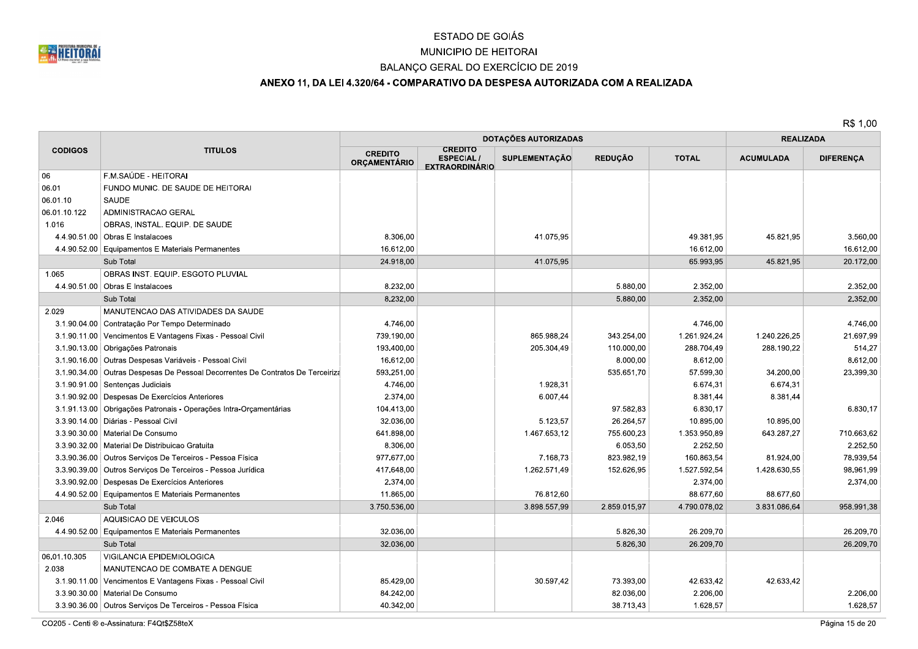ESTADO DE GOIÁS

MUNICIPIO DE HEITORAI

BALANÇO GERAL DO EXERCÍCIO DE 2019

## ANEXO 11, DA LEI 4.320/64 - COMPARATIVO DA DESPESA AUTORIZADA COM A REALIZADA

R$ 1,00

| CODIGOS | TITULOS | DOTAÇÕES AUTORIZADAS | | | | | REALIZADA | |
|---|---|---|---|---|---|---|---|---|
| | | CREDITO ORÇAMENTÁRIO | CREDITO ESPECIAL / EXTRAORDINÁRIO | SUPLEMENTAÇÃO | REDUÇÃO | TOTAL | ACUMULADA | DIFERENÇA |
| 06 | F.M.SAÚDE - HEITORAI | | | | | | | |
| 06.01 | FUNDO MUNIC. DE SAUDE DE HEITORAI | | | | | | | |
| 06.01.10 | SAUDE | | | | | | | |
| 06.01.10.122 | ADMINISTRACAO GERAL | | | | | | | |
| 1.016 | OBRAS, INSTAL. EQUIP. DE SAUDE | | | | | | | |
| 4.4.90.51.00 | Obras E Instalacoes | 8.306,00 | | 41.075,95 | | 49.381,95 | 45.821,95 | 3.560,00 |
| 4.4.90.52.00 | Equipamentos E Materiais Permanentes | 16.612,00 | | | | 16.612,00 | | 16.612,00 |
| | Sub Total | 24.918,00 | | 41.075,95 | | 65.993,95 | 45.821,95 | 20.172,00 |
| 1.065 | OBRAS INST. EQUIP. ESGOTO PLUVIAL | | | | | | | |
| 4.4.90.51.00 | Obras E Instalacoes | 8.232,00 | | | 5.880,00 | 2.352,00 | | 2.352,00 |
| | Sub Total | 8.232,00 | | | 5.880,00 | 2.352,00 | | 2.352,00 |
| 2.029 | MANUTENCAO DAS ATIVIDADES DA SAUDE | | | | | | | |
| 3.1.90.04.00 | Contratação Por Tempo Determinado | 4.746,00 | | | | 4.746,00 | | 4.746,00 |
| 3.1.90.11.00 | Vencimentos E Vantagens Fixas - Pessoal Civil | 739.190,00 | | 865.988,24 | 343.254,00 | 1.261.924,24 | 1.240.226,25 | 21.697,99 |
| 3.1.90.13.00 | Obrigações Patronais | 193.400,00 | | 205.304,49 | 110.000,00 | 288.704,49 | 288.190,22 | 514,27 |
| 3.1.90.16.00 | Outras Despesas Variáveis - Pessoal Civil | 16.612,00 | | | 8.000,00 | 8.612,00 | | 8.612,00 |
| 3.1.90.34.00 | Outras Despesas De Pessoal Decorrentes De Contratos De Terceiriza | 593.251,00 | | | 535.651,70 | 57.599,30 | 34.200,00 | 23.399,30 |
| 3.1.90.91.00 | Sentenças Judiciais | 4.746,00 | | 1.928,31 | | 6.674,31 | 6.674,31 | |
| 3.1.90.92.00 | Despesas De Exercícios Anteriores | 2.374,00 | | 6.007,44 | | 8.381,44 | 8.381,44 | |
| 3.1.91.13.00 | Obrigações Patronais - Operações Intra-Orçamentárias | 104.413,00 | | | 97.582,83 | 6.830,17 | | 6.830,17 |
| 3.3.90.14.00 | Diárias - Pessoal Civil | 32.036,00 | | 5.123,57 | 26.264,57 | 10.895,00 | 10.895,00 | |
| 3.3.90.30.00 | Material De Consumo | 641.898,00 | | 1.467.653,12 | 755.600,23 | 1.353.950,89 | 643.287,27 | 710.663,62 |
| 3.3.90.32.00 | Material De Distribuicao Gratuita | 8.306,00 | | | 6.053,50 | 2.252,50 | | 2.252,50 |
| 3.3.90.36.00 | Outros Serviços De Terceiros - Pessoa Física | 977.677,00 | | 7.168,73 | 823.982,19 | 160.863,54 | 81.924,00 | 78.939,54 |
| 3.3.90.39.00 | Outros Serviços De Terceiros - Pessoa Jurídica | 417.648,00 | | 1.262.571,49 | 152.626,95 | 1.527.592,54 | 1.428.630,55 | 98.961,99 |
| 3.3.90.92.00 | Despesas De Exercícios Anteriores | 2.374,00 | | | | 2.374,00 | | 2.374,00 |
| 4.4.90.52.00 | Equipamentos E Materiais Permanentes | 11.865,00 | | 76.812,60 | | 88.677,60 | 88.677,60 | |
| | Sub Total | 3.750.536,00 | | 3.898.557,99 | 2.859.015,97 | 4.790.078,02 | 3.831.086,64 | 958.991,38 |
| 2.046 | AQUISICAO DE VEICULOS | | | | | | | |
| 4.4.90.52.00 | Equipamentos E Materiais Permanentes | 32.036,00 | | | 5.826,30 | 26.209,70 | | 26.209,70 |
| | Sub Total | 32.036,00 | | | 5.826,30 | 26.209,70 | | 26.209,70 |
| 06.01.10.305 | VIGILANCIA EPIDEMIOLOGICA | | | | | | | |
| 2.038 | MANUTENCAO DE COMBATE A DENGUE | | | | | | | |
| 3.1.90.11.00 | Vencimentos E Vantagens Fixas - Pessoal Civil | 85.429,00 | | 30.597,42 | 73.393,00 | 42.633,42 | 42.633,42 | |
| 3.3.90.30.00 | Material De Consumo | 84.242,00 | | | 82.036,00 | 2.206,00 | | 2.206,00 |
| 3.3.90.36.00 | Outros Serviços De Terceiros - Pessoa Física | 40.342,00 | | | 38.713,43 | 1.628,57 | | 1.628,57 |

CO205 - Centi ® e-Assinatura: F4Qt$Z58teX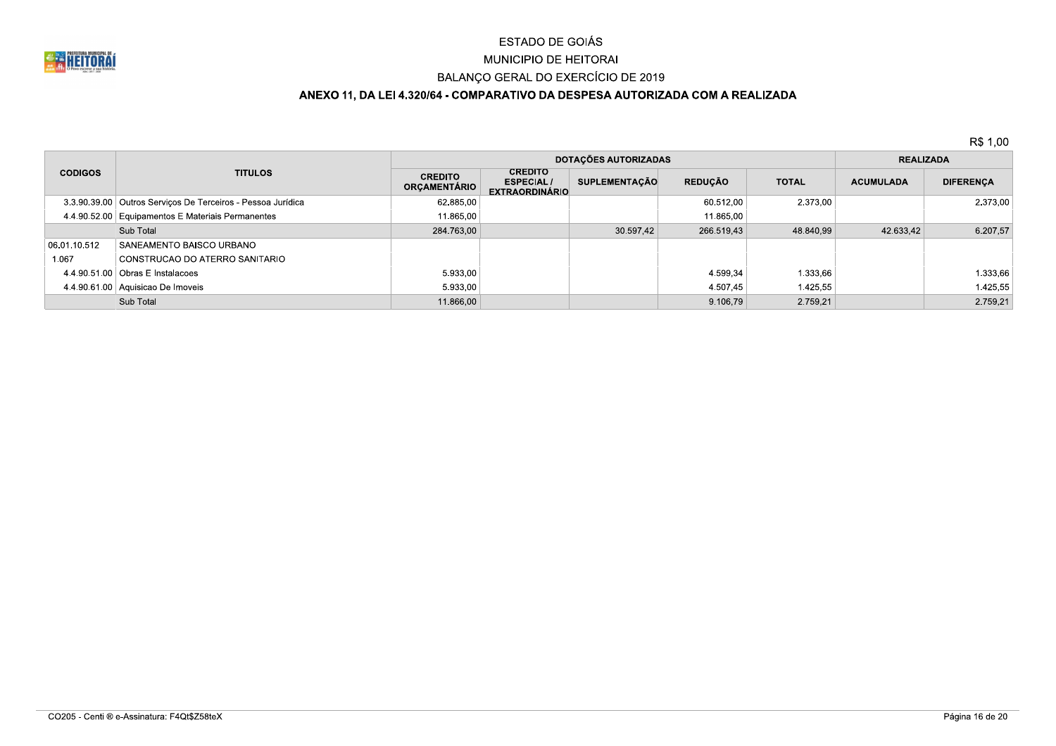ESTADO DE GOIÁS

MUNICIPIO DE HEITORAI

BALANÇO GERAL DO EXERCÍCIO DE 2019

## ANEXO 11, DA LEI 4.320/64 - COMPARATIVO DA DESPESA AUTORIZADA COM A REALIZADA

R$ 1,00

| CODIGOS | TITULOS | DOTAÇÕES AUTORIZADAS | | | | | REALIZADA | |
|---|---|---|---|---|---|---|---|---|
| | | CREDITO ORÇAMENTÁRIO | CREDITO ESPECIAL / EXTRAORDINÁRIO | SUPLEMENTAÇÃO | REDUÇÃO | TOTAL | ACUMULADA | DIFERENÇA |
| 3.3.90.39.00 | Outros Serviços De Terceiros - Pessoa Jurídica | 62.885,00 | | | 60.512,00 | 2.373,00 | | 2.373,00 |
| 4.4.90.52.00 | Equipamentos E Materiais Permanentes | 11.865,00 | | | 11.865,00 | | | |
| | Sub Total | 284.763,00 | | 30.597,42 | 266.519,43 | 48.840,99 | 42.633,42 | 6.207,57 |
| 06.01.10.512 | SANEAMENTO BAISCO URBANO | | | | | | | |
| 1.067 | CONSTRUCAO DO ATERRO SANITARIO | | | | | | | |
| 4.4.90.51.00 | Obras E Instalacoes | 5.933,00 | | | 4.599,34 | 1.333,66 | | 1.333,66 |
| 4.4.90.61.00 | Aquisicao De Imoveis | 5.933,00 | | | 4.507,45 | 1.425,55 | | 1.425,55 |
| | Sub Total | 11.866,00 | | | 9.106,79 | 2.759,21 | | 2.759,21 |

CO205 - Centi ® e-Assinatura: F4Qt$Z58teX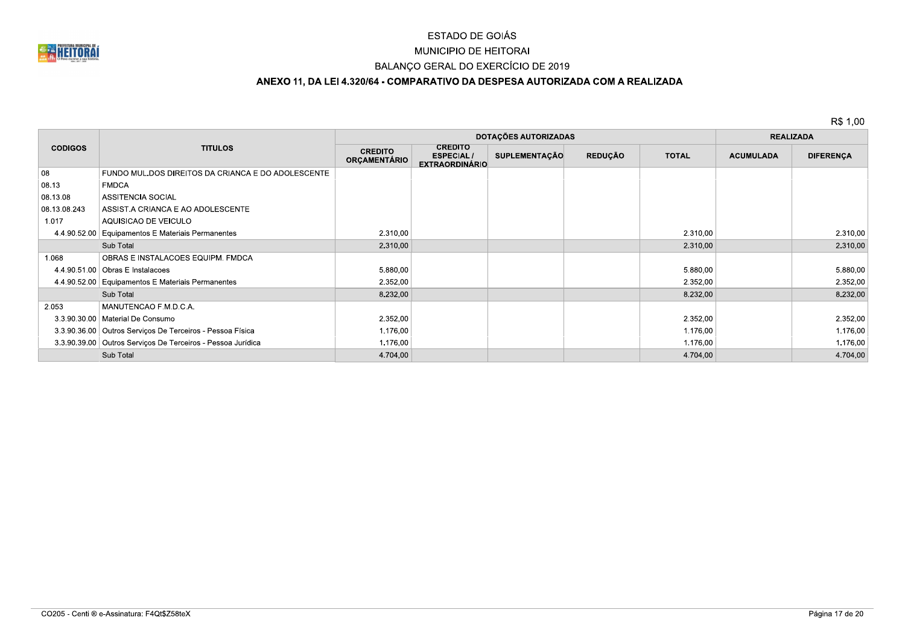# ESTADO DE GOIÁS

## MUNICIPIO DE HEITORAI

## BALANÇO GERAL DO EXERCÍCIO DE 2019

### ANEXO 11, DA LEI 4.320/64 - COMPARATIVO DA DESPESA AUTORIZADA COM A REALIZADA

R$ 1,00

| CODIGOS | TITULOS | DOTAÇÕES AUTORIZADAS | | | | | REALIZADA | |
|---|---|---|---|---|---|---|---|---|
| | | CREDITO ORÇAMENTÁRIO | CREDITO ESPECIAL / EXTRAORDINÁRIO | SUPLEMENTAÇÃO | REDUÇÃO | TOTAL | ACUMULADA | DIFERENÇA |
| 08 | FUNDO MUL.DOS DIREITOS DA CRIANCA E DO ADOLESCENTE | | | | | | | |
| 08.13 | FMDCA | | | | | | | |
| 08.13.08 | ASSITENCIA SOCIAL | | | | | | | |
| 08.13.08.243 | ASSIST.A CRIANCA E AO ADOLESCENTE | | | | | | | |
| 1.017 | AQUISICAO DE VEICULO | | | | | | | |
| 4.4.90.52.00 | Equipamentos E Materiais Permanentes | 2.310,00 | | | | 2.310,00 | | 2.310,00 |
| | Sub Total | 2.310,00 | | | | 2.310,00 | | 2.310,00 |
| 1.068 | OBRAS E INSTALACOES EQUIPM. FMDCA | | | | | | | |
| 4.4.90.51.00 | Obras E Instalacoes | 5.880,00 | | | | 5.880,00 | | 5.880,00 |
| 4.4.90.52.00 | Equipamentos E Materiais Permanentes | 2.352,00 | | | | 2.352,00 | | 2.352,00 |
| | Sub Total | 8.232,00 | | | | 8.232,00 | | 8.232,00 |
| 2.053 | MANUTENCAO F.M.D.C.A. | | | | | | | |
| 3.3.90.30.00 | Material De Consumo | 2.352,00 | | | | 2.352,00 | | 2.352,00 |
| 3.3.90.36.00 | Outros Serviços De Terceiros - Pessoa Física | 1.176,00 | | | | 1.176,00 | | 1.176,00 |
| 3.3.90.39.00 | Outros Serviços De Terceiros - Pessoa Jurídica | 1.176,00 | | | | 1.176,00 | | 1.176,00 |
| | Sub Total | 4.704,00 | | | | 4.704,00 | | 4.704,00 |

CO205 - Centi ® e-Assinatura: F4Qt$Z58teX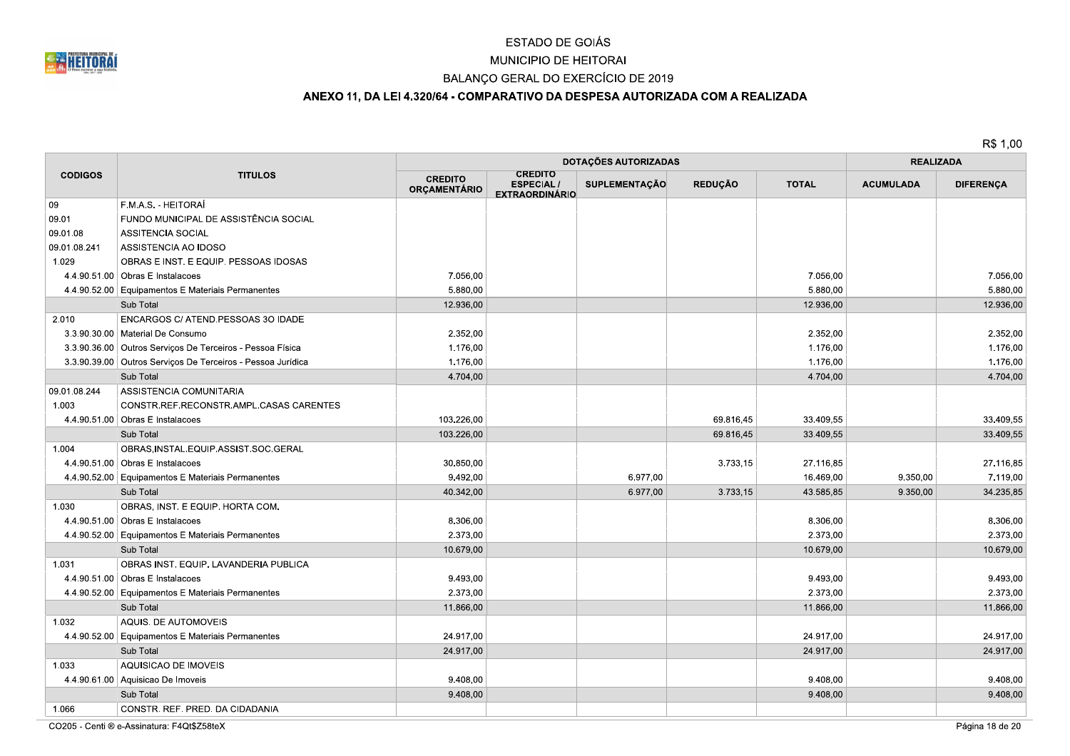ESTADO DE GOIÁS

MUNICIPIO DE HEITORAI

BALANÇO GERAL DO EXERCÍCIO DE 2019

**ANEXO 11, DA LEI 4.320/64 - COMPARATIVO DA DESPESA AUTORIZADA COM A REALIZADA**

R$ 1,00

| CODIGOS | TITULOS | DOTAÇÕES AUTORIZADAS | | | | | REALIZADA | |
|---|---|---|---|---|---|---|---|---|
| | | CREDITO ORÇAMENTÁRIO | CREDITO ESPECIAL / EXTRAORDINÁRIO | SUPLEMENTAÇÃO | REDUÇÃO | TOTAL | ACUMULADA | DIFERENÇA |
| 09 | F.M.A.S. - HEITORAÍ | | | | | | | |
| 09.01 | FUNDO MUNICIPAL DE ASSISTÊNCIA SOCIAL | | | | | | | |
| 09.01.08 | ASSITENCIA SOCIAL | | | | | | | |
| 09.01.08.241 | ASSISTENCIA AO IDOSO | | | | | | | |
| 1.029 | OBRAS E INST. E EQUIP. PESSOAS IDOSAS | | | | | | | |
| 4.4.90.51.00 | Obras E Instalacoes | 7.056,00 | | | | 7.056,00 | | 7.056,00 |
| 4.4.90.52.00 | Equipamentos E Materiais Permanentes | 5.880,00 | | | | 5.880,00 | | 5.880,00 |
| | Sub Total | 12.936,00 | | | | 12.936,00 | | 12.936,00 |
| 2.010 | ENCARGOS C/ ATEND.PESSOAS 3O IDADE | | | | | | | |
| 3.3.90.30.00 | Material De Consumo | 2.352,00 | | | | 2.352,00 | | 2.352,00 |
| 3.3.90.36.00 | Outros Serviços De Terceiros - Pessoa Física | 1.176,00 | | | | 1.176,00 | | 1.176,00 |
| 3.3.90.39.00 | Outros Serviços De Terceiros - Pessoa Jurídica | 1.176,00 | | | | 1.176,00 | | 1.176,00 |
| | Sub Total | 4.704,00 | | | | 4.704,00 | | 4.704,00 |
| 09.01.08.244 | ASSISTENCIA COMUNITARIA | | | | | | | |
| 1.003 | CONSTR.REF.RECONSTR.AMPL.CASAS CARENTES | | | | | | | |
| 4.4.90.51.00 | Obras E Instalacoes | 103.226,00 | | | 69.816,45 | 33.409,55 | | 33.409,55 |
| | Sub Total | 103.226,00 | | | 69.816,45 | 33.409,55 | | 33.409,55 |
| 1.004 | OBRAS,INSTAL.EQUIP.ASSIST.SOC.GERAL | | | | | | | |
| 4.4.90.51.00 | Obras E Instalacoes | 30.850,00 | | | 3.733,15 | 27.116,85 | | 27.116,85 |
| 4.4.90.52.00 | Equipamentos E Materiais Permanentes | 9.492,00 | | 6.977,00 | | 16.469,00 | 9.350,00 | 7.119,00 |
| | Sub Total | 40.342,00 | | 6.977,00 | 3.733,15 | 43.585,85 | 9.350,00 | 34.235,85 |
| 1.030 | OBRAS, INST. E EQUIP. HORTA COM. | | | | | | | |
| 4.4.90.51.00 | Obras E Instalacoes | 8.306,00 | | | | 8.306,00 | | 8.306,00 |
| 4.4.90.52.00 | Equipamentos E Materiais Permanentes | 2.373,00 | | | | 2.373,00 | | 2.373,00 |
| | Sub Total | 10.679,00 | | | | 10.679,00 | | 10.679,00 |
| 1.031 | OBRAS INST. EQUIP. LAVANDERIA PUBLICA | | | | | | | |
| 4.4.90.51.00 | Obras E Instalacoes | 9.493,00 | | | | 9.493,00 | | 9.493,00 |
| 4.4.90.52.00 | Equipamentos E Materiais Permanentes | 2.373,00 | | | | 2.373,00 | | 2.373,00 |
| | Sub Total | 11.866,00 | | | | 11.866,00 | | 11.866,00 |
| 1.032 | AQUIS. DE AUTOMOVEIS | | | | | | | |
| 4.4.90.52.00 | Equipamentos E Materiais Permanentes | 24.917,00 | | | | 24.917,00 | | 24.917,00 |
| | Sub Total | 24.917,00 | | | | 24.917,00 | | 24.917,00 |
| 1.033 | AQUISICAO DE IMOVEIS | | | | | | | |
| 4.4.90.61.00 | Aquisicao De Imoveis | 9.408,00 | | | | 9.408,00 | | 9.408,00 |
| | Sub Total | 9.408,00 | | | | 9.408,00 | | 9.408,00 |
| 1.066 | CONSTR. REF. PRED. DA CIDADANIA | | | | | | | |

CO205 - Centi ® e-Assinatura: F4Qt$Z58teX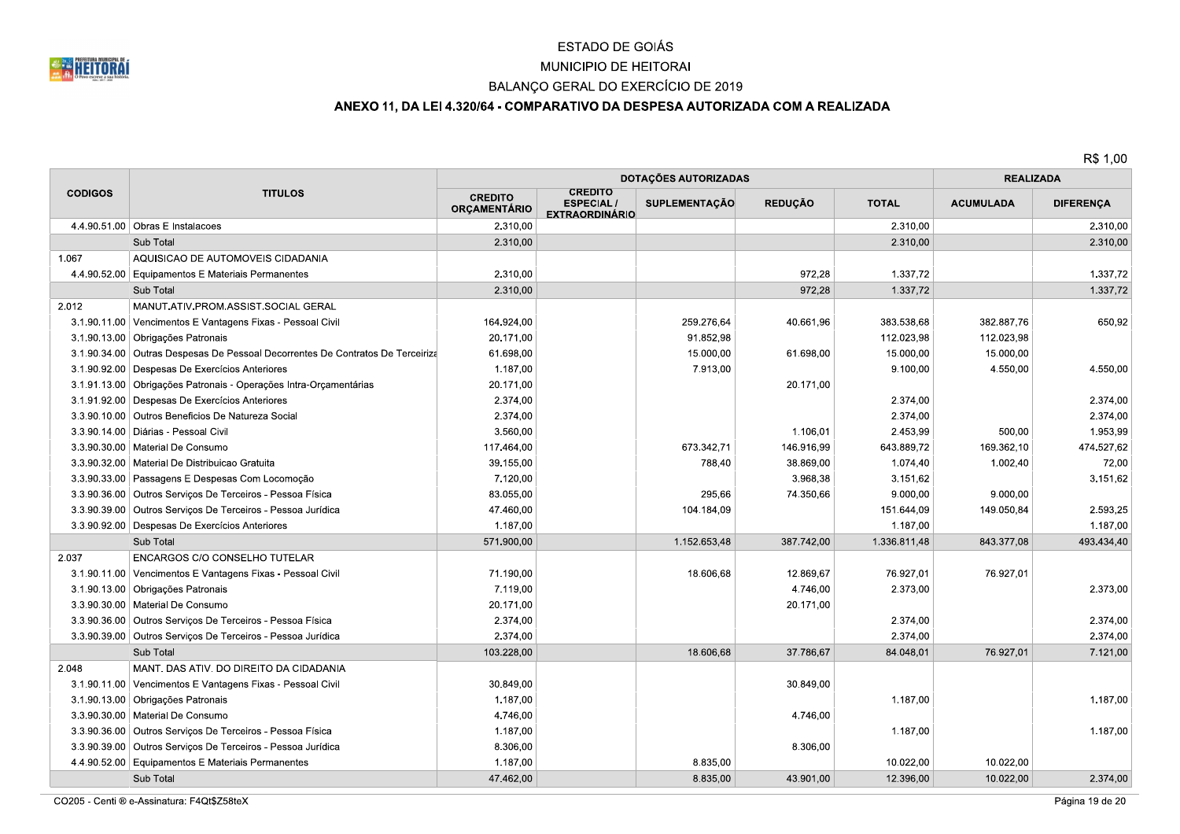ESTADO DE GOIÁS

MUNICIPIO DE HEITORAI

BALANÇO GERAL DO EXERCÍCIO DE 2019

## ANEXO 11, DA LEI 4.320/64 - COMPARATIVO DA DESPESA AUTORIZADA COM A REALIZADA

R$ 1,00

| CODIGOS | TITULOS | DOTAÇÕES AUTORIZADAS | | | | | REALIZADA | |
|---|---|---|---|---|---|---|---|---|
| | | CREDITO ORÇAMENTÁRIO | CREDITO ESPECIAL / EXTRAORDINÁRIO | SUPLEMENTAÇÃO | REDUÇÃO | TOTAL | ACUMULADA | DIFERENÇA |
| 4.4.90.51.00 | Obras E Instalacoes | 2.310,00 | | | | 2.310,00 | | 2.310,00 |
| | Sub Total | 2.310,00 | | | | 2.310,00 | | 2.310,00 |
| 1.067 | AQUISICAO DE AUTOMOVEIS CIDADANIA | | | | | | | |
| 4.4.90.52.00 | Equipamentos E Materiais Permanentes | 2.310,00 | | | 972,28 | 1.337,72 | | 1.337,72 |
| | Sub Total | 2.310,00 | | | 972,28 | 1.337,72 | | 1.337,72 |
| 2.012 | MANUT.ATIV.PROM.ASSIST.SOCIAL GERAL | | | | | | | |
| 3.1.90.11.00 | Vencimentos E Vantagens Fixas - Pessoal Civil | 164.924,00 | | 259.276,64 | 40.661,96 | 383.538,68 | 382.887,76 | 650,92 |
| 3.1.90.13.00 | Obrigações Patronais | 20.171,00 | | 91.852,98 | | 112.023,98 | 112.023,98 | |
| 3.1.90.34.00 | Outras Despesas De Pessoal Decorrentes De Contratos De Terceiriza | 61.698,00 | | 15.000,00 | 61.698,00 | 15.000,00 | 15.000,00 | |
| 3.1.90.92.00 | Despesas De Exercícios Anteriores | 1.187,00 | | 7.913,00 | | 9.100,00 | 4.550,00 | 4.550,00 |
| 3.1.91.13.00 | Obrigações Patronais - Operações Intra-Orçamentárias | 20.171,00 | | | 20.171,00 | | | |
| 3.1.91.92.00 | Despesas De Exercícios Anteriores | 2.374,00 | | | | 2.374,00 | | 2.374,00 |
| 3.3.90.10.00 | Outros Beneficios De Natureza Social | 2.374,00 | | | | 2.374,00 | | 2.374,00 |
| 3.3.90.14.00 | Diárias - Pessoal Civil | 3.560,00 | | | 1.106,01 | 2.453,99 | 500,00 | 1.953,99 |
| 3.3.90.30.00 | Material De Consumo | 117.464,00 | | 673.342,71 | 146.916,99 | 643.889,72 | 169.362,10 | 474.527,62 |
| 3.3.90.32.00 | Material De Distribuicao Gratuita | 39.155,00 | | 788,40 | 38.869,00 | 1.074,40 | 1.002,40 | 72,00 |
| 3.3.90.33.00 | Passagens E Despesas Com Locomoção | 7.120,00 | | | 3.968,38 | 3.151,62 | | 3.151,62 |
| 3.3.90.36.00 | Outros Serviços De Terceiros - Pessoa Física | 83.055,00 | | 295,66 | 74.350,66 | 9.000,00 | 9.000,00 | |
| 3.3.90.39.00 | Outros Serviços De Terceiros - Pessoa Jurídica | 47.460,00 | | 104.184,09 | | 151.644,09 | 149.050,84 | 2.593,25 |
| 3.3.90.92.00 | Despesas De Exercícios Anteriores | 1.187,00 | | | | 1.187,00 | | 1.187,00 |
| | Sub Total | 571.900,00 | | 1.152.653,48 | 387.742,00 | 1.336.811,48 | 843.377,08 | 493.434,40 |
| 2.037 | ENCARGOS C/O CONSELHO TUTELAR | | | | | | | |
| 3.1.90.11.00 | Vencimentos E Vantagens Fixas - Pessoal Civil | 71.190,00 | | 18.606,68 | 12.869,67 | 76.927,01 | 76.927,01 | |
| 3.1.90.13.00 | Obrigações Patronais | 7.119,00 | | | 4.746,00 | 2.373,00 | | 2.373,00 |
| 3.3.90.30.00 | Material De Consumo | 20.171,00 | | | 20.171,00 | | | |
| 3.3.90.36.00 | Outros Serviços De Terceiros - Pessoa Física | 2.374,00 | | | | 2.374,00 | | 2.374,00 |
| 3.3.90.39.00 | Outros Serviços De Terceiros - Pessoa Jurídica | 2.374,00 | | | | 2.374,00 | | 2.374,00 |
| | Sub Total | 103.228,00 | | 18.606,68 | 37.786,67 | 84.048,01 | 76.927,01 | 7.121,00 |
| 2.048 | MANT. DAS ATIV. DO DIREITO DA CIDADANIA | | | | | | | |
| 3.1.90.11.00 | Vencimentos E Vantagens Fixas - Pessoal Civil | 30.849,00 | | | 30.849,00 | | | |
| 3.1.90.13.00 | Obrigações Patronais | 1.187,00 | | | | 1.187,00 | | 1.187,00 |
| 3.3.90.30.00 | Material De Consumo | 4.746,00 | | | 4.746,00 | | | |
| 3.3.90.36.00 | Outros Serviços De Terceiros - Pessoa Física | 1.187,00 | | | | 1.187,00 | | 1.187,00 |
| 3.3.90.39.00 | Outros Serviços De Terceiros - Pessoa Jurídica | 8.306,00 | | | 8.306,00 | | | |
| 4.4.90.52.00 | Equipamentos E Materiais Permanentes | 1.187,00 | | 8.835,00 | | 10.022,00 | 10.022,00 | |
| | Sub Total | 47.462,00 | | 8.835,00 | 43.901,00 | 12.396,00 | 10.022,00 | 2.374,00 |

CO205 - Centi ® e-Assinatura: F4Qt$Z58teX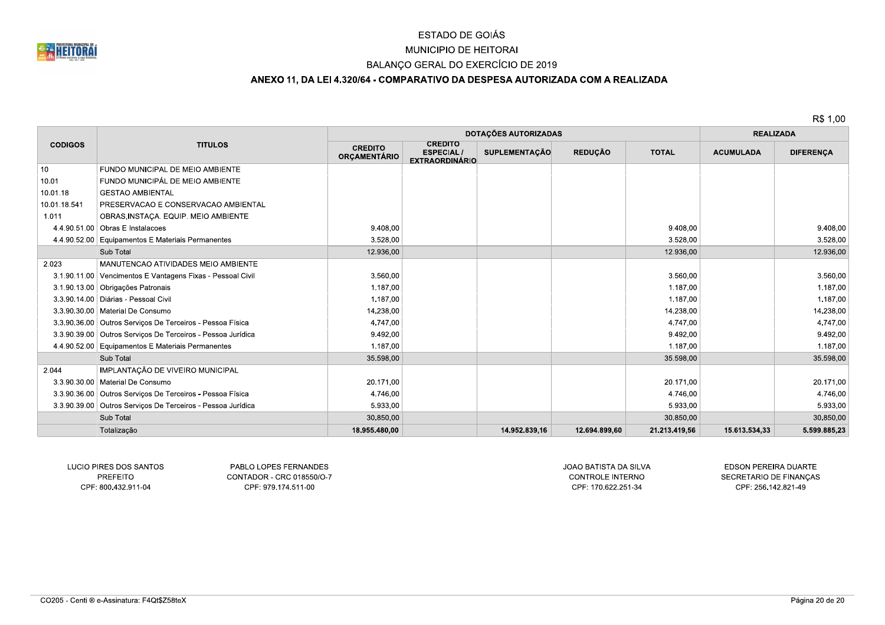# ESTADO DE GOIÁS

## MUNICIPIO DE HEITORAI

## BALANÇO GERAL DO EXERCÍCIO DE 2019

### ANEXO 11, DA LEI 4.320/64 - COMPARATIVO DA DESPESA AUTORIZADA COM A REALIZADA

R$ 1,00

| CODIGOS | TITULOS | DOTAÇÕES AUTORIZADAS | | | | | REALIZADA | |
|---|---|---|---|---|---|---|---|---|
| | | CREDITO ORÇAMENTÁRIO | CREDITO ESPECIAL / EXTRAORDINÁRIO | SUPLEMENTAÇÃO | REDUÇÃO | TOTAL | ACUMULADA | DIFERENÇA |
| 10 | FUNDO MUNICIPAL DE MEIO AMBIENTE | | | | | | | |
| 10.01 | FUNDO MUNICIPÁL DE MEIO AMBIENTE | | | | | | | |
| 10.01.18 | GESTAO AMBIENTAL | | | | | | | |
| 10.01.18.541 | PRESERVACAO E CONSERVACAO AMBIENTAL | | | | | | | |
| 1.011 | OBRAS,INSTAÇA. EQUIP. MEIO AMBIENTE | | | | | | | |
| 4.4.90.51.00 | Obras E Instalacoes | 9.408,00 | | | | 9.408,00 | | 9.408,00 |
| 4.4.90.52.00 | Equipamentos E Materiais Permanentes | 3.528,00 | | | | 3.528,00 | | 3.528,00 |
| | Sub Total | 12.936,00 | | | | 12.936,00 | | 12.936,00 |
| 2.023 | MANUTENCAO ATIVIDADES MEIO AMBIENTE | | | | | | | |
| 3.1.90.11.00 | Vencimentos E Vantagens Fixas - Pessoal Civil | 3.560,00 | | | | 3.560,00 | | 3.560,00 |
| 3.1.90.13.00 | Obrigações Patronais | 1.187,00 | | | | 1.187,00 | | 1.187,00 |
| 3.3.90.14.00 | Diárias - Pessoal Civil | 1.187,00 | | | | 1.187,00 | | 1.187,00 |
| 3.3.90.30.00 | Material De Consumo | 14.238,00 | | | | 14.238,00 | | 14.238,00 |
| 3.3.90.36.00 | Outros Serviços De Terceiros - Pessoa Física | 4.747,00 | | | | 4.747,00 | | 4.747,00 |
| 3.3.90.39.00 | Outros Serviços De Terceiros - Pessoa Jurídica | 9.492,00 | | | | 9.492,00 | | 9.492,00 |
| 4.4.90.52.00 | Equipamentos E Materiais Permanentes | 1.187,00 | | | | 1.187,00 | | 1.187,00 |
| | Sub Total | 35.598,00 | | | | 35.598,00 | | 35.598,00 |
| 2.044 | IMPLANTAÇÃO DE VIVEIRO MUNICIPAL | | | | | | | |
| 3.3.90.30.00 | Material De Consumo | 20.171,00 | | | | 20.171,00 | | 20.171,00 |
| 3.3.90.36.00 | Outros Serviços De Terceiros - Pessoa Física | 4.746,00 | | | | 4.746,00 | | 4.746,00 |
| 3.3.90.39.00 | Outros Serviços De Terceiros - Pessoa Jurídica | 5.933,00 | | | | 5.933,00 | | 5.933,00 |
| | Sub Total | 30.850,00 | | | | 30.850,00 | | 30.850,00 |
| | Totalização | 18.955.480,00 | | 14.952.839,16 | 12.694.899,60 | 21.213.419,56 | 15.613.534,33 | 5.599.885,23 |

LUCIO PIRES DOS SANTOS
PREFEITO
CPF: 800.432.911-04

PABLO LOPES FERNANDES
CONTADOR - CRC 018550/O-7
CPF: 979.174.511-00

JOAO BATISTA DA SILVA
CONTROLE INTERNO
CPF: 170.622.251-34

EDSON PEREIRA DUARTE
SECRETARIO DE FINANÇAS
CPF: 256.142.821-49

CO205 - Centi ® e-Assinatura: F4Qt$Z58teX